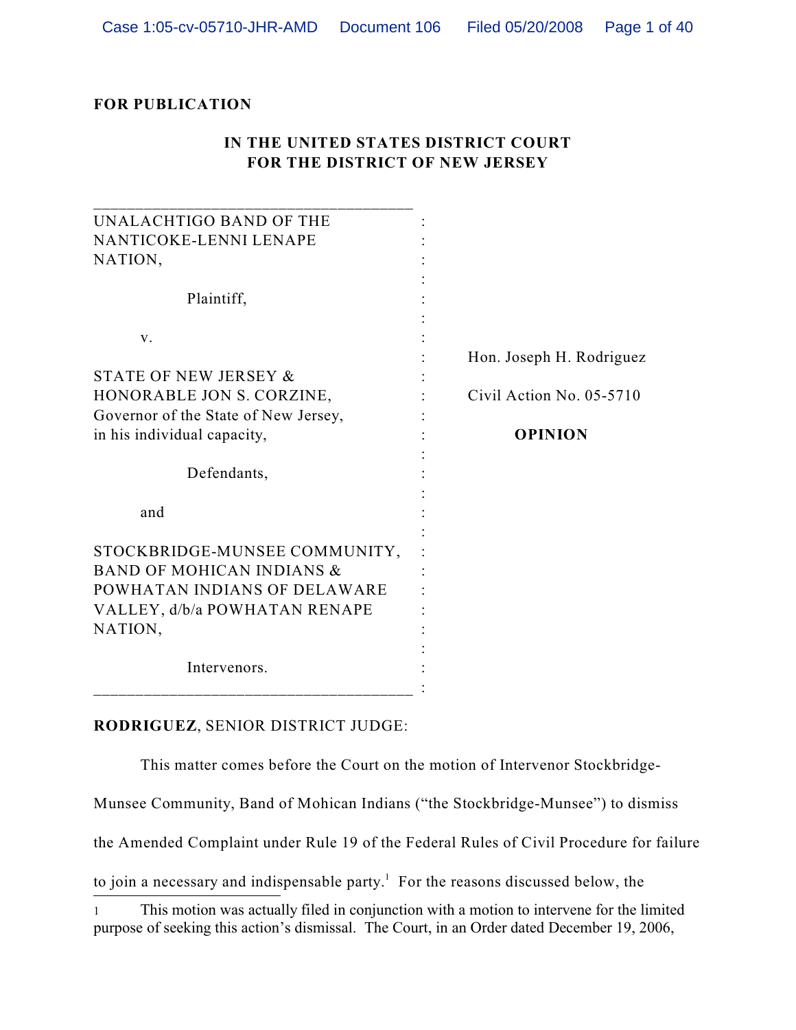**FOR PUBLICATION**

**IN THE UNITED STATES DISTRICT COURT**
**FOR THE DISTRICT OF NEW JERSEY**

| | |
|---|---|
| UNALACHTIGO BAND OF THE NANTICOKE-LENNI LENAPE NATION, | |
| Plaintiff, | |
| v. | Hon. Joseph H. Rodriguez |
| STATE OF NEW JERSEY & HONORABLE JON S. CORZINE, Governor of the State of New Jersey, in his individual capacity, | Civil Action No. 05-5710 |
| Defendants, | **OPINION** |
| and | |
| STOCKBRIDGE-MUNSEE COMMUNITY, BAND OF MOHICAN INDIANS & POWHATAN INDIANS OF DELAWARE VALLEY, d/b/a POWHATAN RENAPE NATION, | |
| Intervenors. | |

**RODRIGUEZ**, SENIOR DISTRICT JUDGE:

This matter comes before the Court on the motion of Intervenor Stockbridge-Munsee Community, Band of Mohican Indians ("the Stockbridge-Munsee") to dismiss the Amended Complaint under Rule 19 of the Federal Rules of Civil Procedure for failure to join a necessary and indispensable party.[1] For the reasons discussed below, the

---

[1] This motion was actually filed in conjunction with a motion to intervene for the limited purpose of seeking this action's dismissal. The Court, in an Order dated December 19, 2006,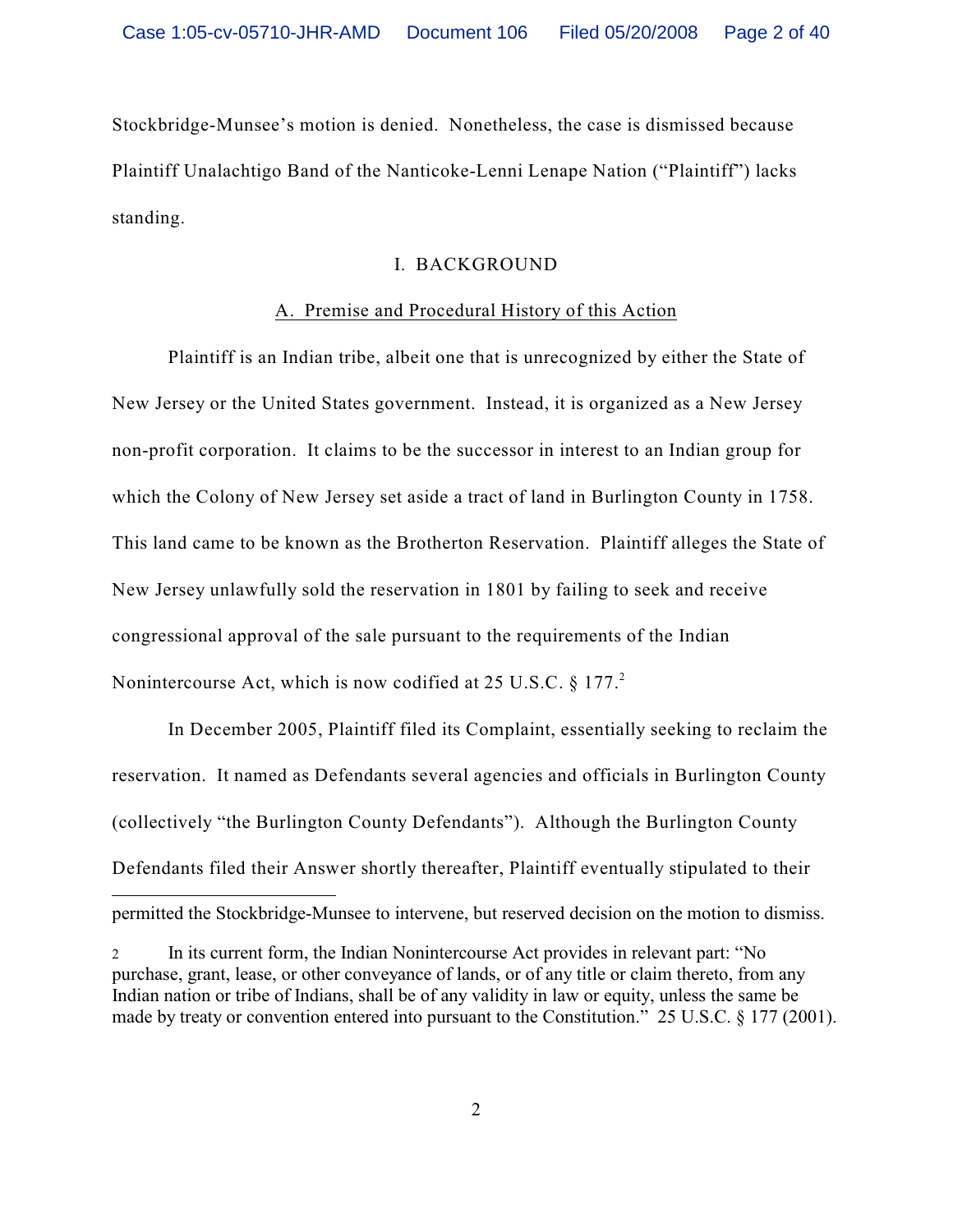Stockbridge-Munsee's motion is denied. Nonetheless, the case is dismissed because Plaintiff Unalachtigo Band of the Nanticoke-Lenni Lenape Nation ("Plaintiff") lacks standing.

## I. BACKGROUND

### A. Premise and Procedural History of this Action

Plaintiff is an Indian tribe, albeit one that is unrecognized by either the State of New Jersey or the United States government. Instead, it is organized as a New Jersey non-profit corporation. It claims to be the successor in interest to an Indian group for which the Colony of New Jersey set aside a tract of land in Burlington County in 1758. This land came to be known as the Brotherton Reservation. Plaintiff alleges the State of New Jersey unlawfully sold the reservation in 1801 by failing to seek and receive congressional approval of the sale pursuant to the requirements of the Indian Nonintercourse Act, which is now codified at 25 U.S.C. § 177.[2]

In December 2005, Plaintiff filed its Complaint, essentially seeking to reclaim the reservation. It named as Defendants several agencies and officials in Burlington County (collectively "the Burlington County Defendants"). Although the Burlington County Defendants filed their Answer shortly thereafter, Plaintiff eventually stipulated to their

---

permitted the Stockbridge-Munsee to intervene, but reserved decision on the motion to dismiss.

[2] In its current form, the Indian Nonintercourse Act provides in relevant part: "No purchase, grant, lease, or other conveyance of lands, or of any title or claim thereto, from any Indian nation or tribe of Indians, shall be of any validity in law or equity, unless the same be made by treaty or convention entered into pursuant to the Constitution." 25 U.S.C. § 177 (2001).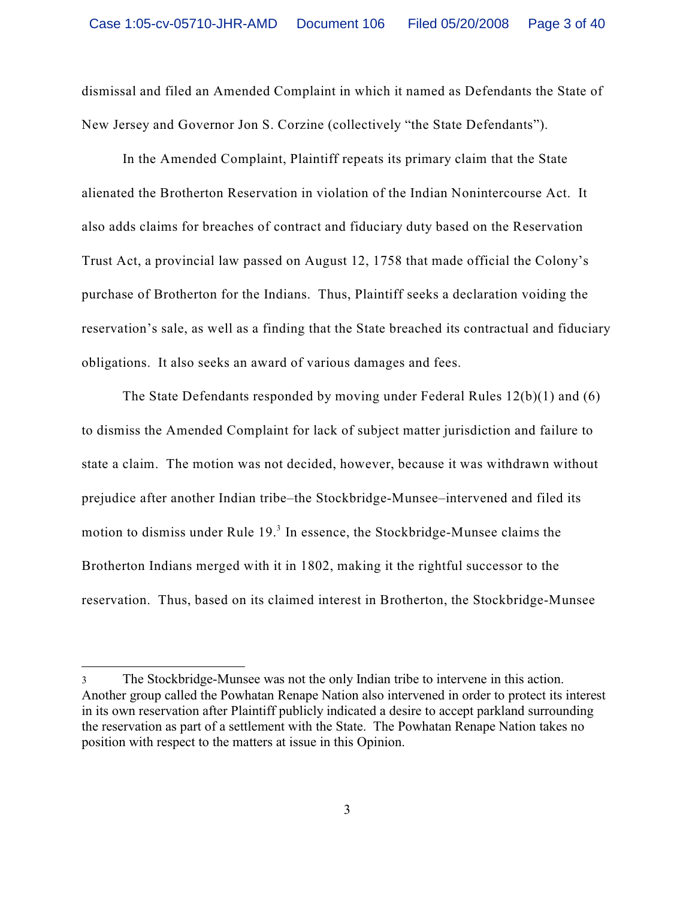dismissal and filed an Amended Complaint in which it named as Defendants the State of New Jersey and Governor Jon S. Corzine (collectively "the State Defendants").

In the Amended Complaint, Plaintiff repeats its primary claim that the State alienated the Brotherton Reservation in violation of the Indian Nonintercourse Act. It also adds claims for breaches of contract and fiduciary duty based on the Reservation Trust Act, a provincial law passed on August 12, 1758 that made official the Colony's purchase of Brotherton for the Indians. Thus, Plaintiff seeks a declaration voiding the reservation's sale, as well as a finding that the State breached its contractual and fiduciary obligations. It also seeks an award of various damages and fees.

The State Defendants responded by moving under Federal Rules 12(b)(1) and (6) to dismiss the Amended Complaint for lack of subject matter jurisdiction and failure to state a claim. The motion was not decided, however, because it was withdrawn without prejudice after another Indian tribe–the Stockbridge-Munsee–intervened and filed its motion to dismiss under Rule 19.[3] In essence, the Stockbridge-Munsee claims the Brotherton Indians merged with it in 1802, making it the rightful successor to the reservation. Thus, based on its claimed interest in Brotherton, the Stockbridge-Munsee

---

[3] The Stockbridge-Munsee was not the only Indian tribe to intervene in this action. Another group called the Powhatan Renape Nation also intervened in order to protect its interest in its own reservation after Plaintiff publicly indicated a desire to accept parkland surrounding the reservation as part of a settlement with the State. The Powhatan Renape Nation takes no position with respect to the matters at issue in this Opinion.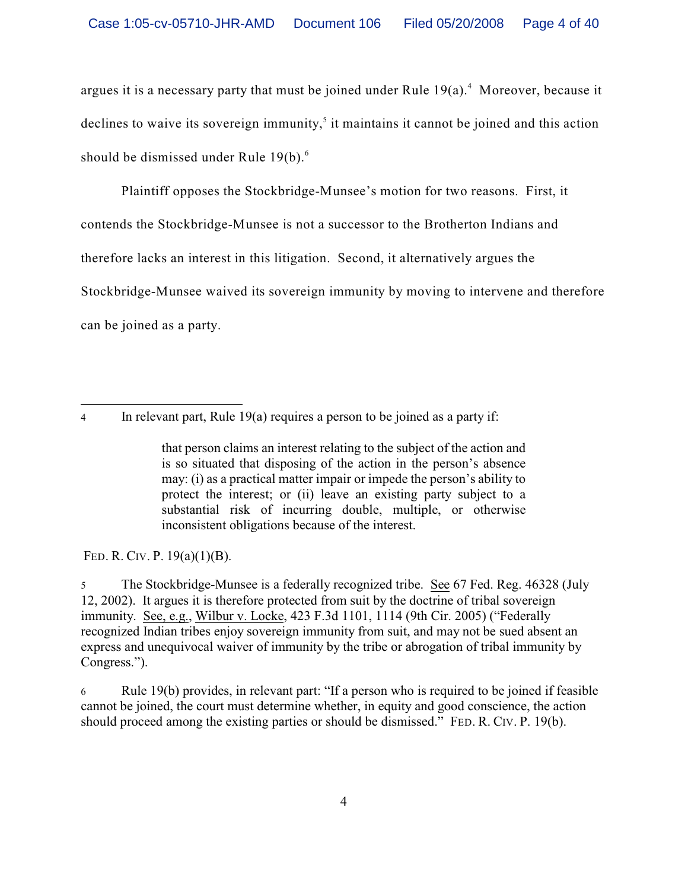argues it is a necessary party that must be joined under Rule 19(a).[4] Moreover, because it declines to waive its sovereign immunity,[5] it maintains it cannot be joined and this action should be dismissed under Rule 19(b).[6]

Plaintiff opposes the Stockbridge-Munsee's motion for two reasons. First, it contends the Stockbridge-Munsee is not a successor to the Brotherton Indians and therefore lacks an interest in this litigation. Second, it alternatively argues the Stockbridge-Munsee waived its sovereign immunity by moving to intervene and therefore can be joined as a party.

---

4 In relevant part, Rule 19(a) requires a person to be joined as a party if:

> that person claims an interest relating to the subject of the action and is so situated that disposing of the action in the person's absence may: (i) as a practical matter impair or impede the person's ability to protect the interest; or (ii) leave an existing party subject to a substantial risk of incurring double, multiple, or otherwise inconsistent obligations because of the interest.

FED. R. CIV. P. 19(a)(1)(B).

5 The Stockbridge-Munsee is a federally recognized tribe. See 67 Fed. Reg. 46328 (July 12, 2002). It argues it is therefore protected from suit by the doctrine of tribal sovereign immunity. See, e.g., Wilbur v. Locke, 423 F.3d 1101, 1114 (9th Cir. 2005) ("Federally recognized Indian tribes enjoy sovereign immunity from suit, and may not be sued absent an express and unequivocal waiver of immunity by the tribe or abrogation of tribal immunity by Congress.").

6 Rule 19(b) provides, in relevant part: "If a person who is required to be joined if feasible cannot be joined, the court must determine whether, in equity and good conscience, the action should proceed among the existing parties or should be dismissed." FED. R. CIV. P. 19(b).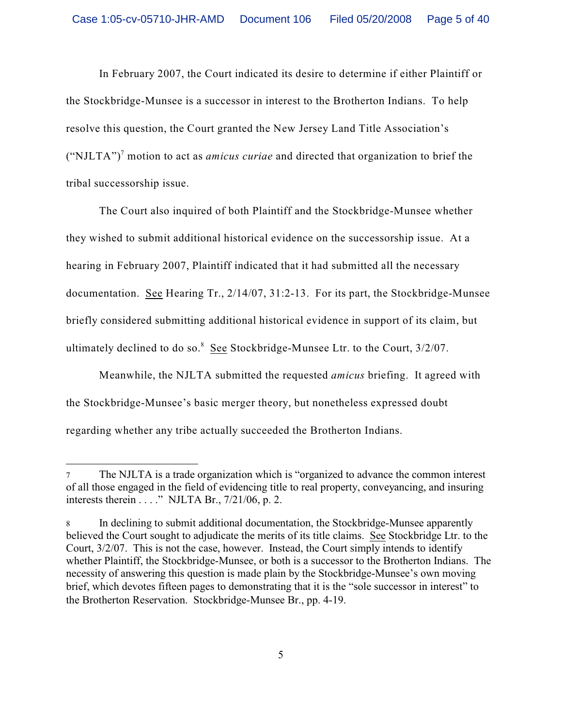In February 2007, the Court indicated its desire to determine if either Plaintiff or the Stockbridge-Munsee is a successor in interest to the Brotherton Indians. To help resolve this question, the Court granted the New Jersey Land Title Association's ("NJLTA")[7] motion to act as *amicus curiae* and directed that organization to brief the tribal successorship issue.

The Court also inquired of both Plaintiff and the Stockbridge-Munsee whether they wished to submit additional historical evidence on the successorship issue. At a hearing in February 2007, Plaintiff indicated that it had submitted all the necessary documentation. See Hearing Tr., 2/14/07, 31:2-13. For its part, the Stockbridge-Munsee briefly considered submitting additional historical evidence in support of its claim, but ultimately declined to do so.[8] See Stockbridge-Munsee Ltr. to the Court, 3/2/07.

Meanwhile, the NJLTA submitted the requested *amicus* briefing. It agreed with the Stockbridge-Munsee's basic merger theory, but nonetheless expressed doubt regarding whether any tribe actually succeeded the Brotherton Indians.

---

7 The NJLTA is a trade organization which is "organized to advance the common interest of all those engaged in the field of evidencing title to real property, conveyancing, and insuring interests therein . . . ." NJLTA Br., 7/21/06, p. 2.

8 In declining to submit additional documentation, the Stockbridge-Munsee apparently believed the Court sought to adjudicate the merits of its title claims. See Stockbridge Ltr. to the Court, 3/2/07. This is not the case, however. Instead, the Court simply intends to identify whether Plaintiff, the Stockbridge-Munsee, or both is a successor to the Brotherton Indians. The necessity of answering this question is made plain by the Stockbridge-Munsee's own moving brief, which devotes fifteen pages to demonstrating that it is the "sole successor in interest" to the Brotherton Reservation. Stockbridge-Munsee Br., pp. 4-19.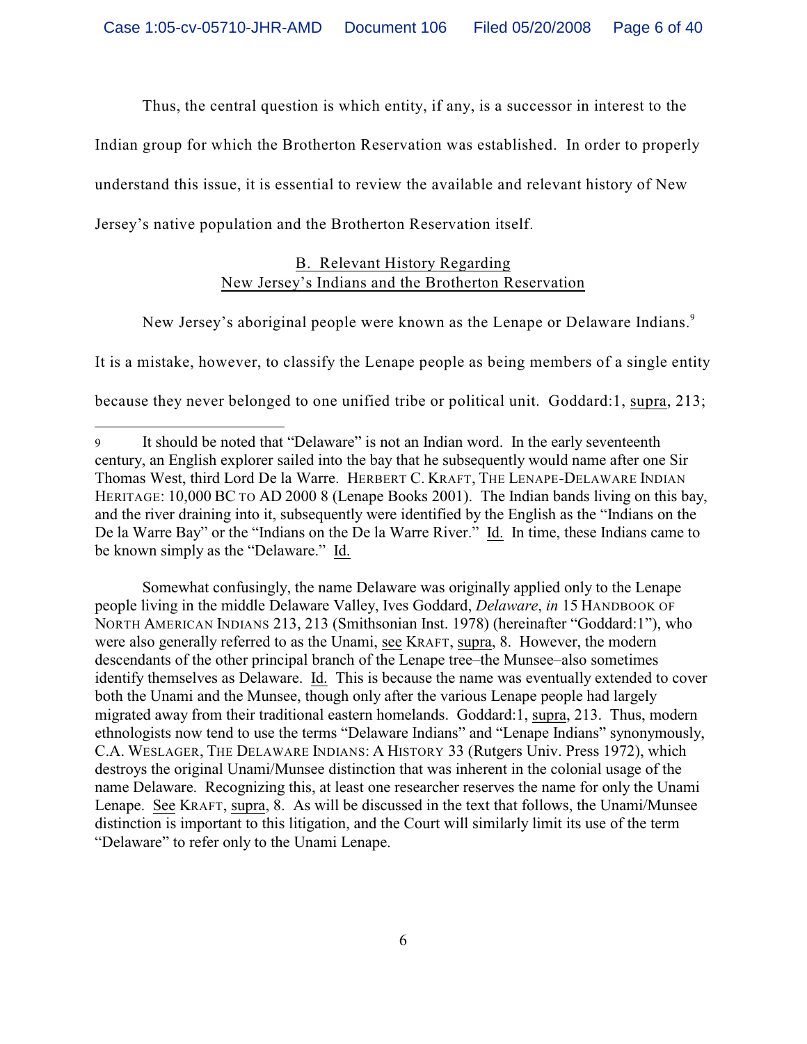Thus, the central question is which entity, if any, is a successor in interest to the Indian group for which the Brotherton Reservation was established. In order to properly understand this issue, it is essential to review the available and relevant history of New Jersey's native population and the Brotherton Reservation itself.

### B. Relevant History Regarding New Jersey's Indians and the Brotherton Reservation

New Jersey's aboriginal people were known as the Lenape or Delaware Indians.[9] It is a mistake, however, to classify the Lenape people as being members of a single entity because they never belonged to one unified tribe or political unit. Goddard:1, supra, 213;

---

[9] It should be noted that "Delaware" is not an Indian word. In the early seventeenth century, an English explorer sailed into the bay that he subsequently would name after one Sir Thomas West, third Lord De la Warre. HERBERT C. KRAFT, THE LENAPE-DELAWARE INDIAN HERITAGE: 10,000 BC TO AD 2000 8 (Lenape Books 2001). The Indian bands living on this bay, and the river draining into it, subsequently were identified by the English as the "Indians on the De la Warre Bay" or the "Indians on the De la Warre River." Id. In time, these Indians came to be known simply as the "Delaware." Id.

Somewhat confusingly, the name Delaware was originally applied only to the Lenape people living in the middle Delaware Valley, Ives Goddard, *Delaware*, *in* 15 HANDBOOK OF NORTH AMERICAN INDIANS 213, 213 (Smithsonian Inst. 1978) (hereinafter "Goddard:1"), who were also generally referred to as the Unami, see KRAFT, supra, 8. However, the modern descendants of the other principal branch of the Lenape tree–the Munsee–also sometimes identify themselves as Delaware. Id. This is because the name was eventually extended to cover both the Unami and the Munsee, though only after the various Lenape people had largely migrated away from their traditional eastern homelands. Goddard:1, supra, 213. Thus, modern ethnologists now tend to use the terms "Delaware Indians" and "Lenape Indians" synonymously, C.A. WESLAGER, THE DELAWARE INDIANS: A HISTORY 33 (Rutgers Univ. Press 1972), which destroys the original Unami/Munsee distinction that was inherent in the colonial usage of the name Delaware. Recognizing this, at least one researcher reserves the name for only the Unami Lenape. See KRAFT, supra, 8. As will be discussed in the text that follows, the Unami/Munsee distinction is important to this litigation, and the Court will similarly limit its use of the term "Delaware" to refer only to the Unami Lenape.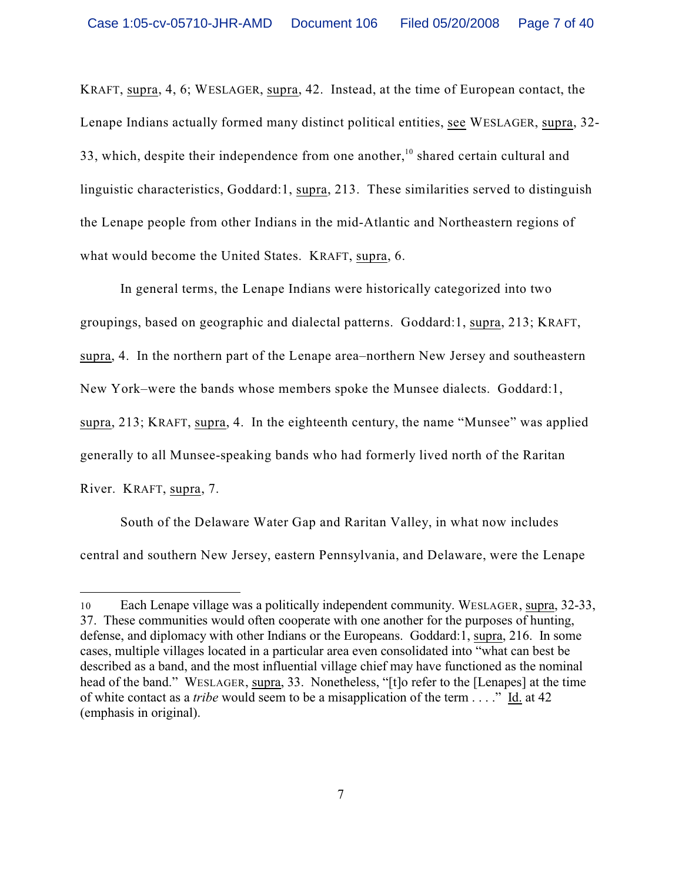KRAFT, supra, 4, 6; WESLAGER, supra, 42. Instead, at the time of European contact, the Lenape Indians actually formed many distinct political entities, see WESLAGER, supra, 32-33, which, despite their independence from one another,[10] shared certain cultural and linguistic characteristics, Goddard:1, supra, 213. These similarities served to distinguish the Lenape people from other Indians in the mid-Atlantic and Northeastern regions of what would become the United States. KRAFT, supra, 6.

In general terms, the Lenape Indians were historically categorized into two groupings, based on geographic and dialectal patterns. Goddard:1, supra, 213; KRAFT, supra, 4. In the northern part of the Lenape area–northern New Jersey and southeastern New York–were the bands whose members spoke the Munsee dialects. Goddard:1, supra, 213; KRAFT, supra, 4. In the eighteenth century, the name "Munsee" was applied generally to all Munsee-speaking bands who had formerly lived north of the Raritan River. KRAFT, supra, 7.

South of the Delaware Water Gap and Raritan Valley, in what now includes central and southern New Jersey, eastern Pennsylvania, and Delaware, were the Lenape

---

10 Each Lenape village was a politically independent community. WESLAGER, supra, 32-33, 37. These communities would often cooperate with one another for the purposes of hunting, defense, and diplomacy with other Indians or the Europeans. Goddard:1, supra, 216. In some cases, multiple villages located in a particular area even consolidated into "what can best be described as a band, and the most influential village chief may have functioned as the nominal head of the band." WESLAGER, supra, 33. Nonetheless, "[t]o refer to the [Lenapes] at the time of white contact as a *tribe* would seem to be a misapplication of the term . . . ." Id. at 42 (emphasis in original).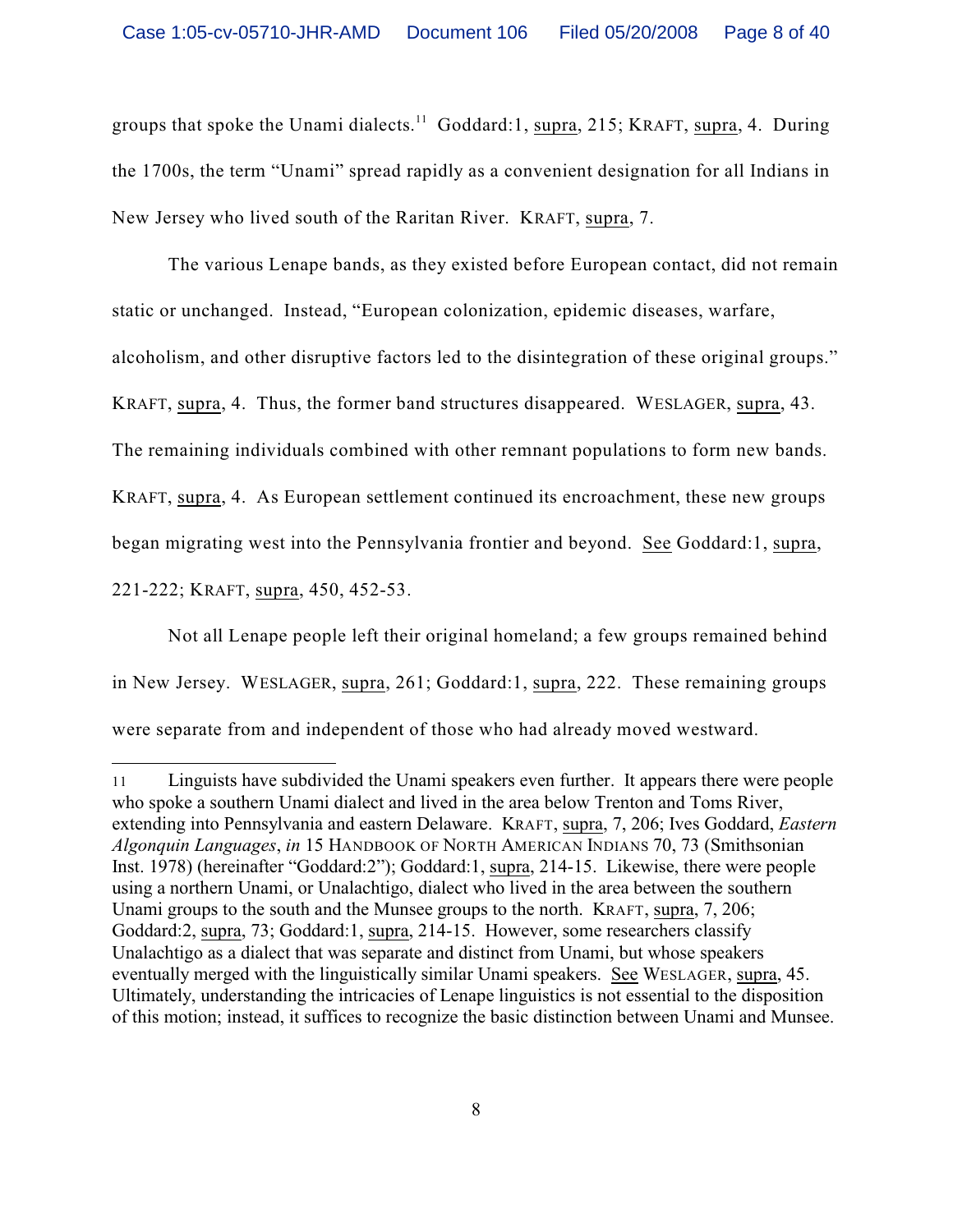groups that spoke the Unami dialects.[11] Goddard:1, supra, 215; KRAFT, supra, 4. During the 1700s, the term "Unami" spread rapidly as a convenient designation for all Indians in New Jersey who lived south of the Raritan River. KRAFT, supra, 7.

The various Lenape bands, as they existed before European contact, did not remain static or unchanged. Instead, "European colonization, epidemic diseases, warfare, alcoholism, and other disruptive factors led to the disintegration of these original groups." KRAFT, supra, 4. Thus, the former band structures disappeared. WESLAGER, supra, 43. The remaining individuals combined with other remnant populations to form new bands. KRAFT, supra, 4. As European settlement continued its encroachment, these new groups began migrating west into the Pennsylvania frontier and beyond. See Goddard:1, supra, 221-222; KRAFT, supra, 450, 452-53.

Not all Lenape people left their original homeland; a few groups remained behind in New Jersey. WESLAGER, supra, 261; Goddard:1, supra, 222. These remaining groups were separate from and independent of those who had already moved westward.

---

[11] Linguists have subdivided the Unami speakers even further. It appears there were people who spoke a southern Unami dialect and lived in the area below Trenton and Toms River, extending into Pennsylvania and eastern Delaware. KRAFT, supra, 7, 206; Ives Goddard, *Eastern Algonquin Languages*, *in* 15 HANDBOOK OF NORTH AMERICAN INDIANS 70, 73 (Smithsonian Inst. 1978) (hereinafter "Goddard:2"); Goddard:1, supra, 214-15. Likewise, there were people using a northern Unami, or Unalachtigo, dialect who lived in the area between the southern Unami groups to the south and the Munsee groups to the north. KRAFT, supra, 7, 206; Goddard:2, supra, 73; Goddard:1, supra, 214-15. However, some researchers classify Unalachtigo as a dialect that was separate and distinct from Unami, but whose speakers eventually merged with the linguistically similar Unami speakers. See WESLAGER, supra, 45. Ultimately, understanding the intricacies of Lenape linguistics is not essential to the disposition of this motion; instead, it suffices to recognize the basic distinction between Unami and Munsee.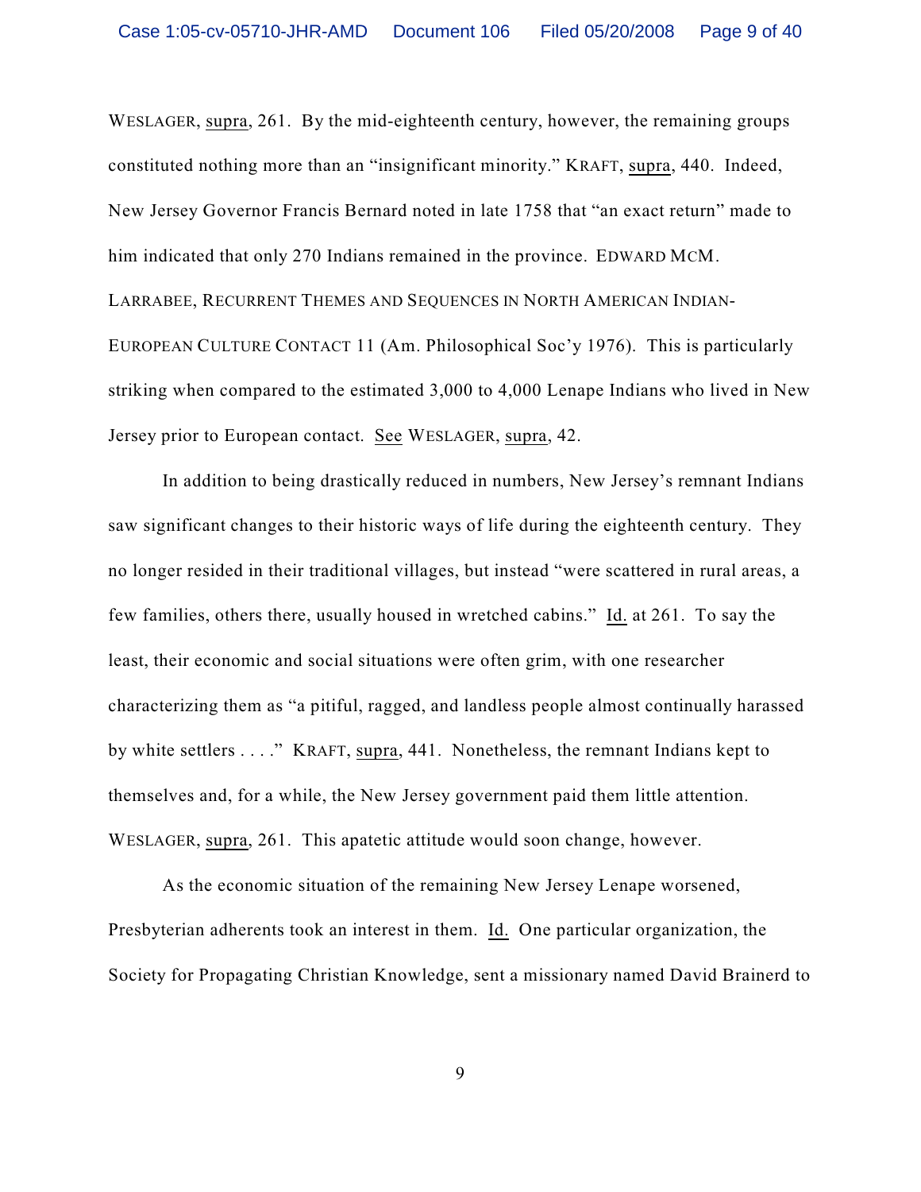WESLAGER, supra, 261. By the mid-eighteenth century, however, the remaining groups constituted nothing more than an "insignificant minority." KRAFT, supra, 440. Indeed, New Jersey Governor Francis Bernard noted in late 1758 that "an exact return" made to him indicated that only 270 Indians remained in the province. EDWARD MCM. LARRABEE, RECURRENT THEMES AND SEQUENCES IN NORTH AMERICAN INDIAN-EUROPEAN CULTURE CONTACT 11 (Am. Philosophical Soc'y 1976). This is particularly striking when compared to the estimated 3,000 to 4,000 Lenape Indians who lived in New Jersey prior to European contact. See WESLAGER, supra, 42.

In addition to being drastically reduced in numbers, New Jersey's remnant Indians saw significant changes to their historic ways of life during the eighteenth century. They no longer resided in their traditional villages, but instead "were scattered in rural areas, a few families, others there, usually housed in wretched cabins." Id. at 261. To say the least, their economic and social situations were often grim, with one researcher characterizing them as "a pitiful, ragged, and landless people almost continually harassed by white settlers . . . ." KRAFT, supra, 441. Nonetheless, the remnant Indians kept to themselves and, for a while, the New Jersey government paid them little attention. WESLAGER, supra, 261. This apatetic attitude would soon change, however.

As the economic situation of the remaining New Jersey Lenape worsened, Presbyterian adherents took an interest in them. Id. One particular organization, the Society for Propagating Christian Knowledge, sent a missionary named David Brainerd to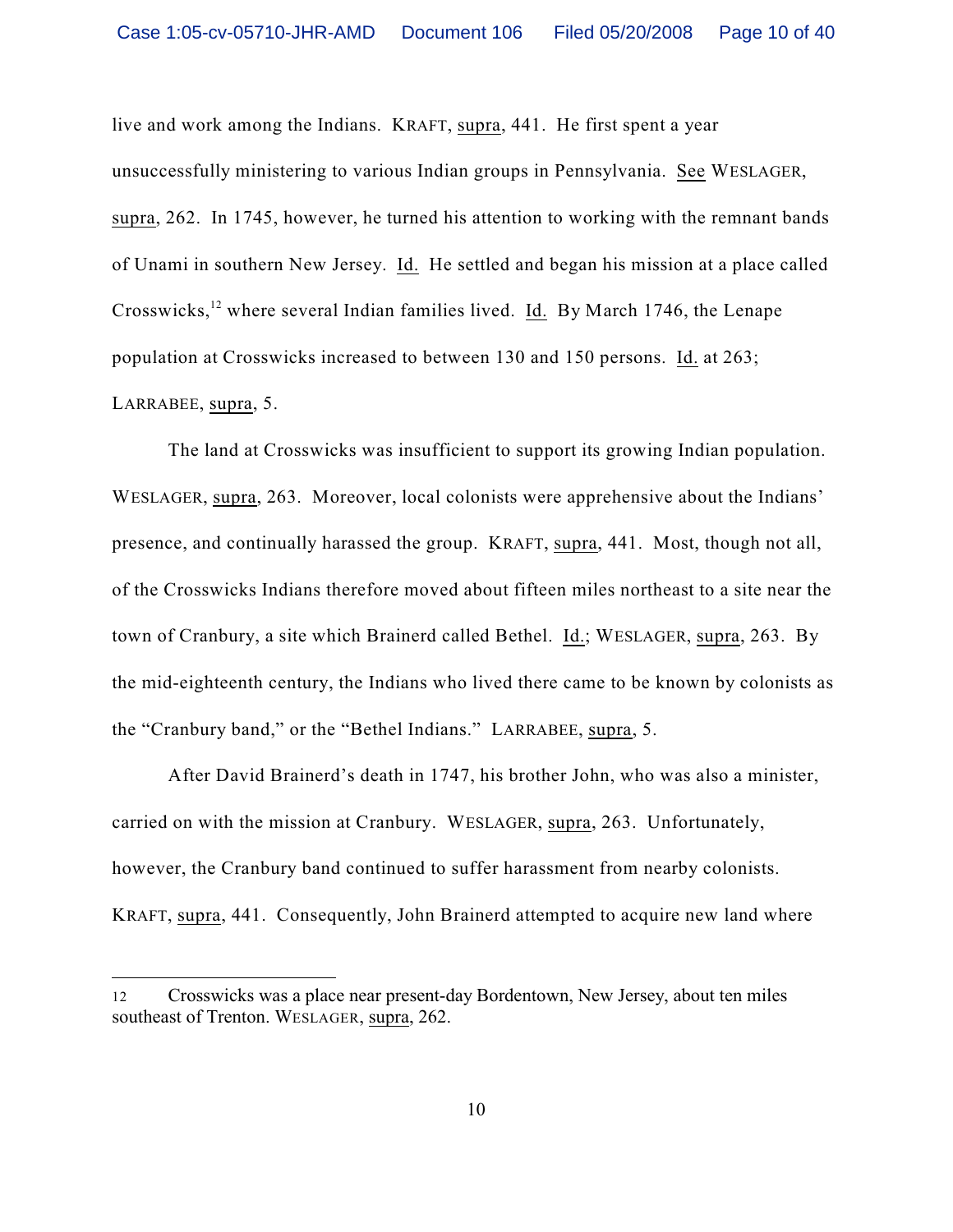live and work among the Indians. KRAFT, supra, 441. He first spent a year unsuccessfully ministering to various Indian groups in Pennsylvania. See WESLAGER, supra, 262. In 1745, however, he turned his attention to working with the remnant bands of Unami in southern New Jersey. Id. He settled and began his mission at a place called Crosswicks,[12] where several Indian families lived. Id. By March 1746, the Lenape population at Crosswicks increased to between 130 and 150 persons. Id. at 263; LARRABEE, supra, 5.

The land at Crosswicks was insufficient to support its growing Indian population. WESLAGER, supra, 263. Moreover, local colonists were apprehensive about the Indians' presence, and continually harassed the group. KRAFT, supra, 441. Most, though not all, of the Crosswicks Indians therefore moved about fifteen miles northeast to a site near the town of Cranbury, a site which Brainerd called Bethel. Id.; WESLAGER, supra, 263. By the mid-eighteenth century, the Indians who lived there came to be known by colonists as the "Cranbury band," or the "Bethel Indians." LARRABEE, supra, 5.

After David Brainerd's death in 1747, his brother John, who was also a minister, carried on with the mission at Cranbury. WESLAGER, supra, 263. Unfortunately, however, the Cranbury band continued to suffer harassment from nearby colonists. KRAFT, supra, 441. Consequently, John Brainerd attempted to acquire new land where

---

[12] Crosswicks was a place near present-day Bordentown, New Jersey, about ten miles southeast of Trenton. WESLAGER, supra, 262.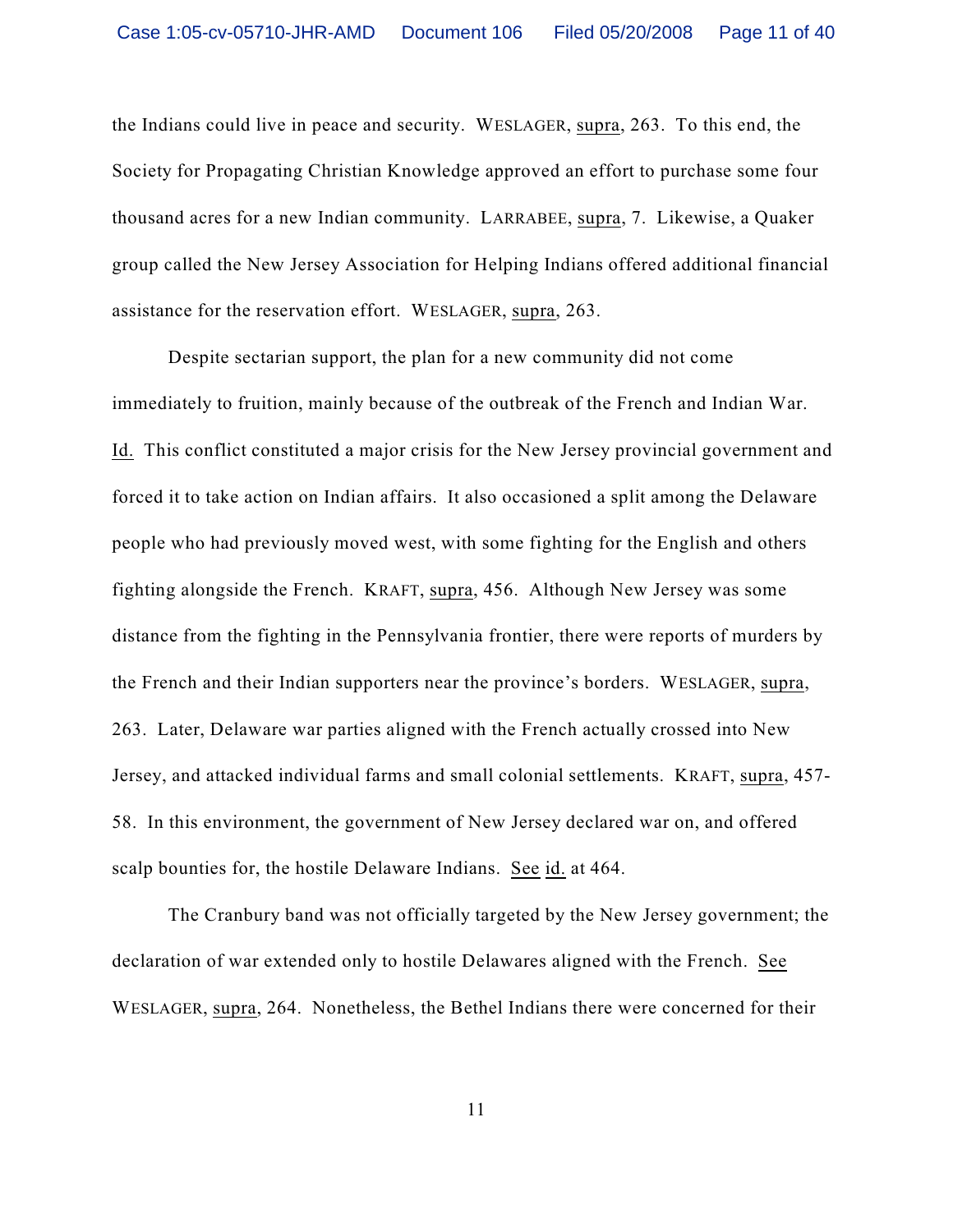the Indians could live in peace and security. WESLAGER, supra, 263. To this end, the Society for Propagating Christian Knowledge approved an effort to purchase some four thousand acres for a new Indian community. LARRABEE, supra, 7. Likewise, a Quaker group called the New Jersey Association for Helping Indians offered additional financial assistance for the reservation effort. WESLAGER, supra, 263.

Despite sectarian support, the plan for a new community did not come immediately to fruition, mainly because of the outbreak of the French and Indian War. Id. This conflict constituted a major crisis for the New Jersey provincial government and forced it to take action on Indian affairs. It also occasioned a split among the Delaware people who had previously moved west, with some fighting for the English and others fighting alongside the French. KRAFT, supra, 456. Although New Jersey was some distance from the fighting in the Pennsylvania frontier, there were reports of murders by the French and their Indian supporters near the province's borders. WESLAGER, supra, 263. Later, Delaware war parties aligned with the French actually crossed into New Jersey, and attacked individual farms and small colonial settlements. KRAFT, supra, 457-58. In this environment, the government of New Jersey declared war on, and offered scalp bounties for, the hostile Delaware Indians. See id. at 464.

The Cranbury band was not officially targeted by the New Jersey government; the declaration of war extended only to hostile Delawares aligned with the French. See WESLAGER, supra, 264. Nonetheless, the Bethel Indians there were concerned for their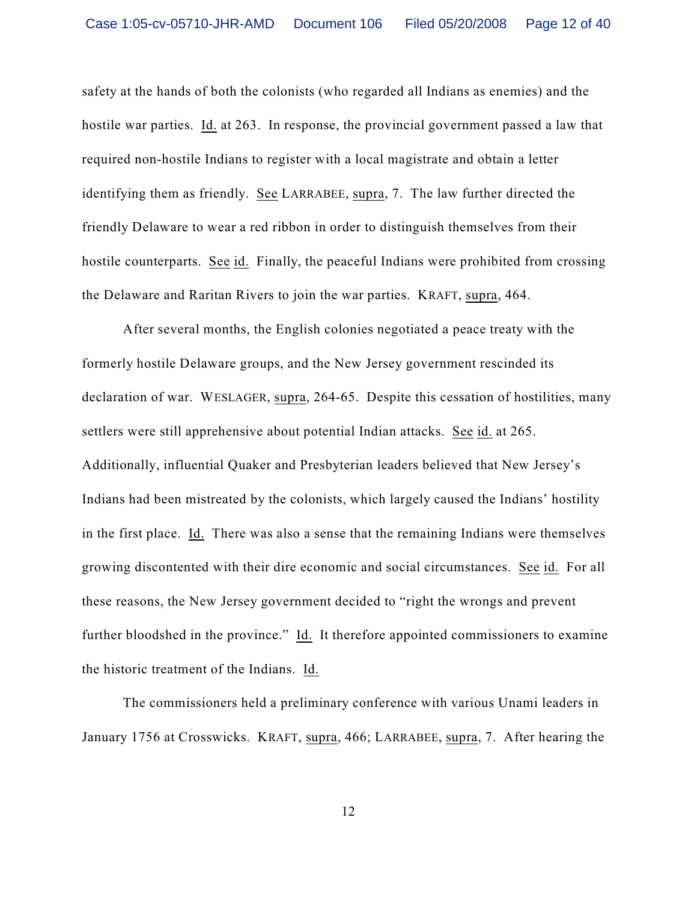safety at the hands of both the colonists (who regarded all Indians as enemies) and the hostile war parties. Id. at 263. In response, the provincial government passed a law that required non-hostile Indians to register with a local magistrate and obtain a letter identifying them as friendly. See LARRABEE, supra, 7. The law further directed the friendly Delaware to wear a red ribbon in order to distinguish themselves from their hostile counterparts. See id. Finally, the peaceful Indians were prohibited from crossing the Delaware and Raritan Rivers to join the war parties. KRAFT, supra, 464.

After several months, the English colonies negotiated a peace treaty with the formerly hostile Delaware groups, and the New Jersey government rescinded its declaration of war. WESLAGER, supra, 264-65. Despite this cessation of hostilities, many settlers were still apprehensive about potential Indian attacks. See id. at 265. Additionally, influential Quaker and Presbyterian leaders believed that New Jersey's Indians had been mistreated by the colonists, which largely caused the Indians' hostility in the first place. Id. There was also a sense that the remaining Indians were themselves growing discontented with their dire economic and social circumstances. See id. For all these reasons, the New Jersey government decided to "right the wrongs and prevent further bloodshed in the province." Id. It therefore appointed commissioners to examine the historic treatment of the Indians. Id.

The commissioners held a preliminary conference with various Unami leaders in January 1756 at Crosswicks. KRAFT, supra, 466; LARRABEE, supra, 7. After hearing the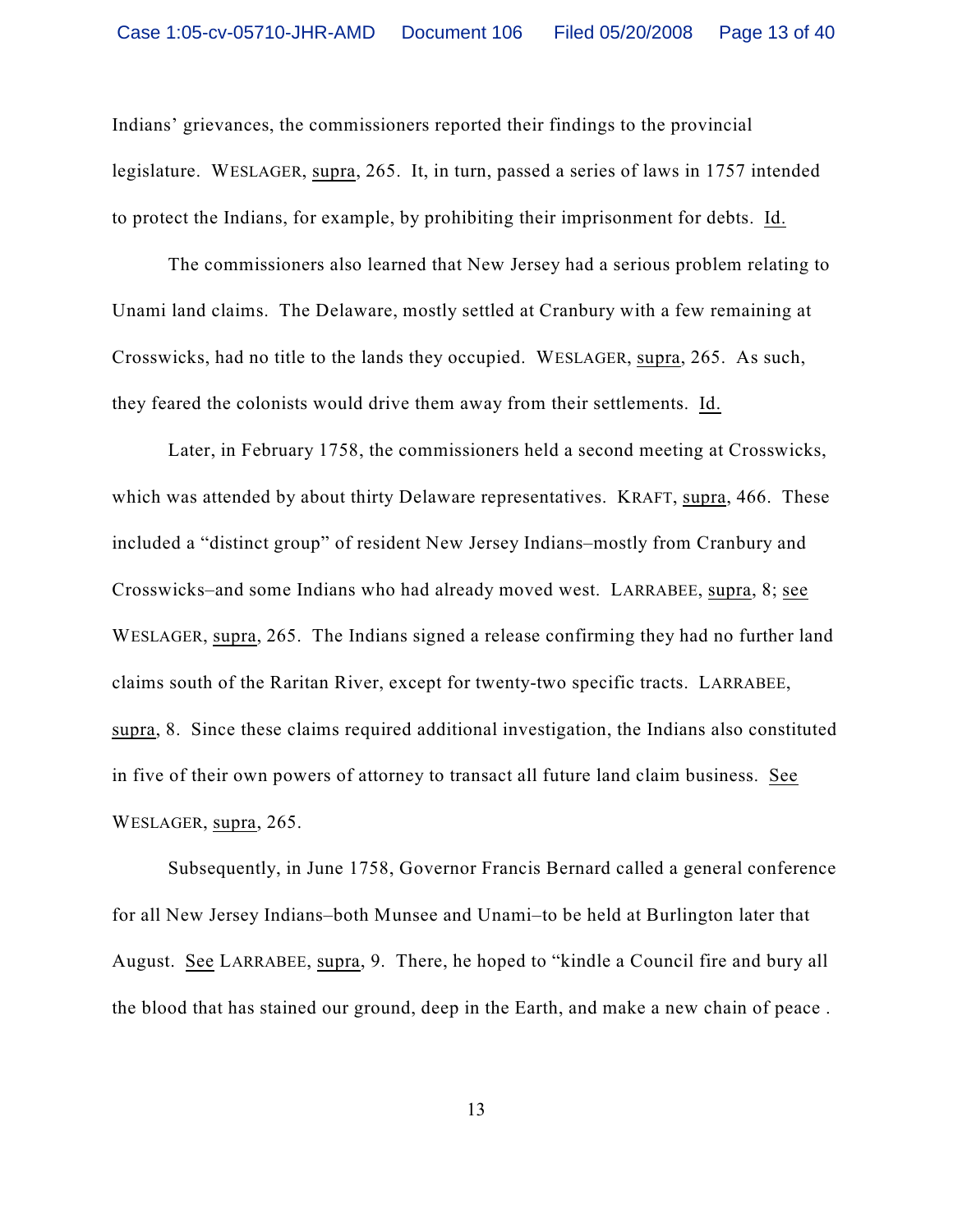Indians' grievances, the commissioners reported their findings to the provincial legislature. WESLAGER, supra, 265. It, in turn, passed a series of laws in 1757 intended to protect the Indians, for example, by prohibiting their imprisonment for debts. Id.

The commissioners also learned that New Jersey had a serious problem relating to Unami land claims. The Delaware, mostly settled at Cranbury with a few remaining at Crosswicks, had no title to the lands they occupied. WESLAGER, supra, 265. As such, they feared the colonists would drive them away from their settlements. Id.

Later, in February 1758, the commissioners held a second meeting at Crosswicks, which was attended by about thirty Delaware representatives. KRAFT, supra, 466. These included a "distinct group" of resident New Jersey Indians–mostly from Cranbury and Crosswicks–and some Indians who had already moved west. LARRABEE, supra, 8; see WESLAGER, supra, 265. The Indians signed a release confirming they had no further land claims south of the Raritan River, except for twenty-two specific tracts. LARRABEE, supra, 8. Since these claims required additional investigation, the Indians also constituted in five of their own powers of attorney to transact all future land claim business. See WESLAGER, supra, 265.

Subsequently, in June 1758, Governor Francis Bernard called a general conference for all New Jersey Indians–both Munsee and Unami–to be held at Burlington later that August. See LARRABEE, supra, 9. There, he hoped to "kindle a Council fire and bury all the blood that has stained our ground, deep in the Earth, and make a new chain of peace .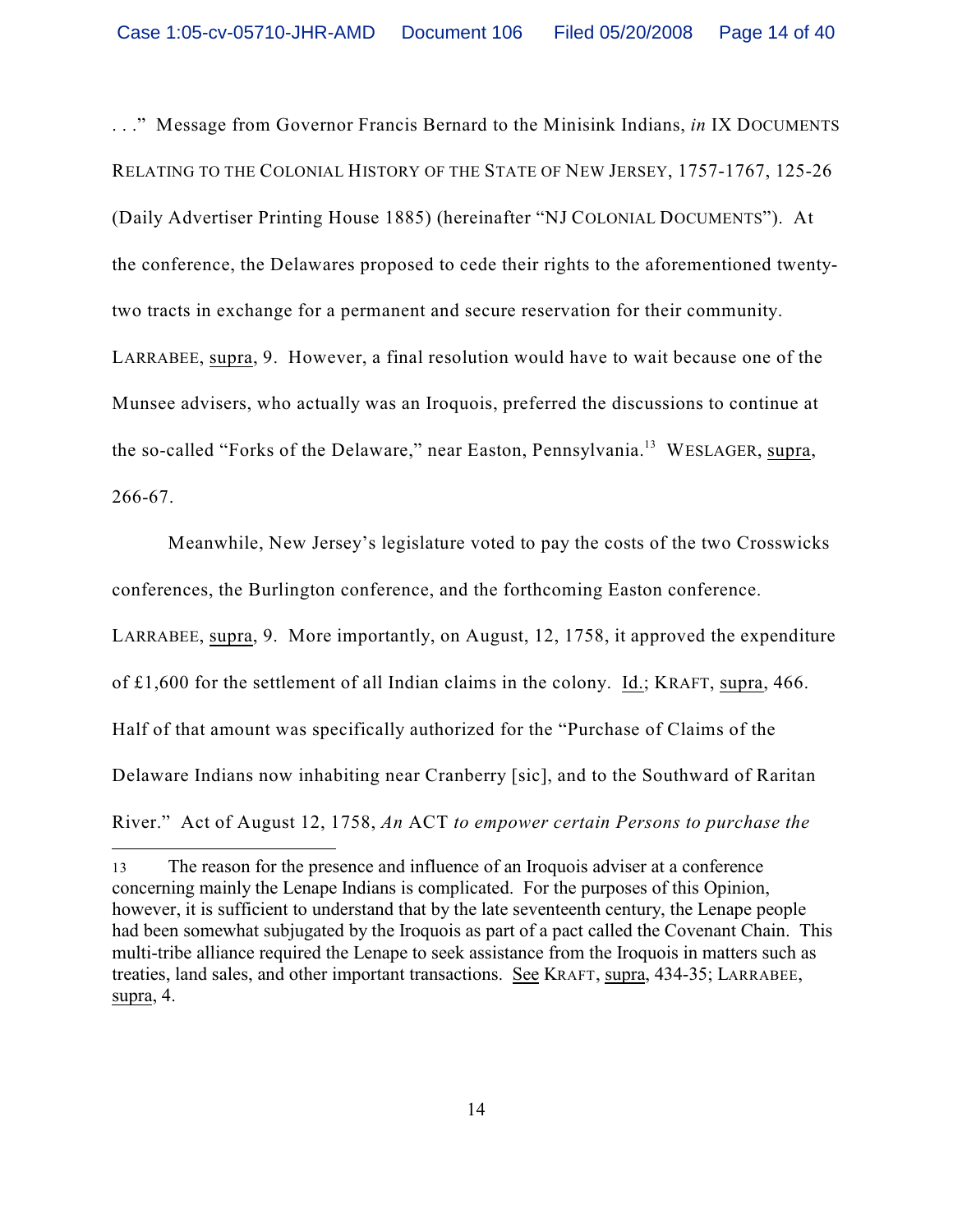. . ." Message from Governor Francis Bernard to the Minisink Indians, *in* IX DOCUMENTS RELATING TO THE COLONIAL HISTORY OF THE STATE OF NEW JERSEY, 1757-1767, 125-26 (Daily Advertiser Printing House 1885) (hereinafter "NJ COLONIAL DOCUMENTS"). At the conference, the Delawares proposed to cede their rights to the aforementioned twenty-two tracts in exchange for a permanent and secure reservation for their community. LARRABEE, supra, 9. However, a final resolution would have to wait because one of the Munsee advisers, who actually was an Iroquois, preferred the discussions to continue at the so-called "Forks of the Delaware," near Easton, Pennsylvania.[13] WESLAGER, supra, 266-67.

Meanwhile, New Jersey's legislature voted to pay the costs of the two Crosswicks conferences, the Burlington conference, and the forthcoming Easton conference. LARRABEE, supra, 9. More importantly, on August, 12, 1758, it approved the expenditure of £1,600 for the settlement of all Indian claims in the colony. Id.; KRAFT, supra, 466. Half of that amount was specifically authorized for the "Purchase of Claims of the Delaware Indians now inhabiting near Cranberry [sic], and to the Southward of Raritan River." Act of August 12, 1758, *An* ACT *to empower certain Persons to purchase the*

---

13 The reason for the presence and influence of an Iroquois adviser at a conference concerning mainly the Lenape Indians is complicated. For the purposes of this Opinion, however, it is sufficient to understand that by the late seventeenth century, the Lenape people had been somewhat subjugated by the Iroquois as part of a pact called the Covenant Chain. This multi-tribe alliance required the Lenape to seek assistance from the Iroquois in matters such as treaties, land sales, and other important transactions. See KRAFT, supra, 434-35; LARRABEE, supra, 4.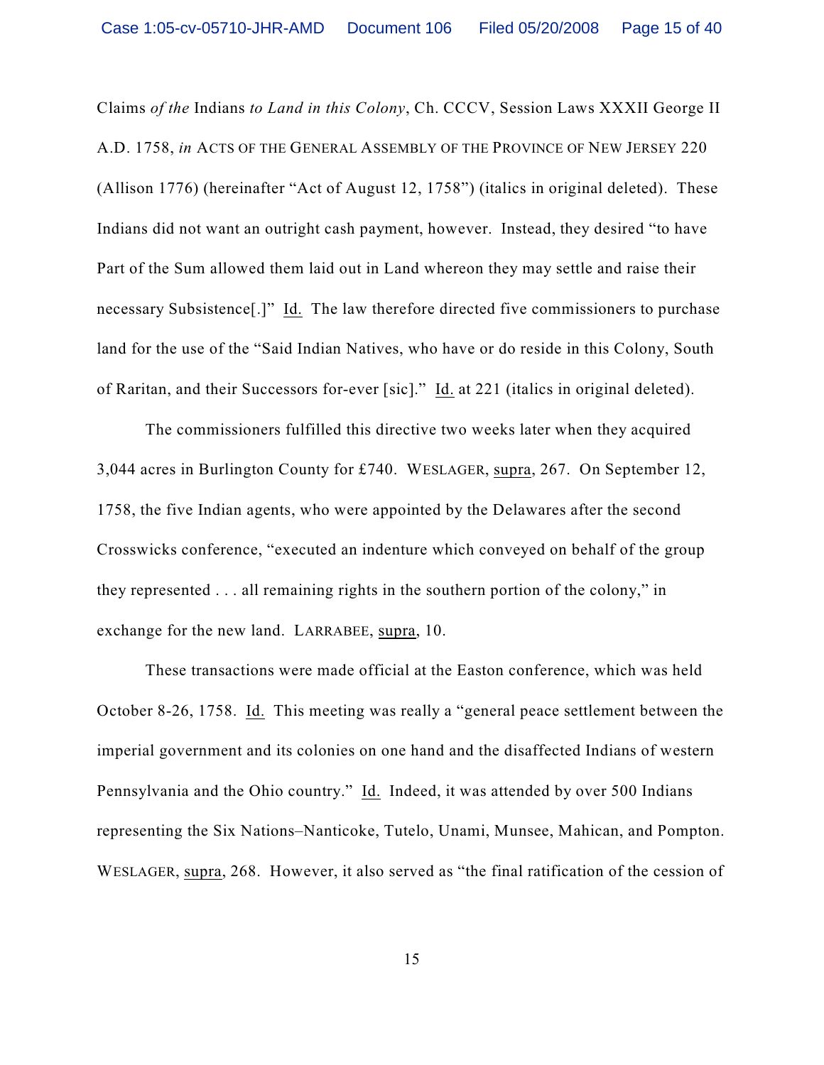Claims *of the* Indians *to Land in this Colony*, Ch. CCCV, Session Laws XXXII George II A.D. 1758, *in* ACTS OF THE GENERAL ASSEMBLY OF THE PROVINCE OF NEW JERSEY 220 (Allison 1776) (hereinafter "Act of August 12, 1758") (italics in original deleted). These Indians did not want an outright cash payment, however. Instead, they desired "to have Part of the Sum allowed them laid out in Land whereon they may settle and raise their necessary Subsistence[.]" Id. The law therefore directed five commissioners to purchase land for the use of the "Said Indian Natives, who have or do reside in this Colony, South of Raritan, and their Successors for-ever [sic]." Id. at 221 (italics in original deleted).

The commissioners fulfilled this directive two weeks later when they acquired 3,044 acres in Burlington County for £740. WESLAGER, supra, 267. On September 12, 1758, the five Indian agents, who were appointed by the Delawares after the second Crosswicks conference, "executed an indenture which conveyed on behalf of the group they represented . . . all remaining rights in the southern portion of the colony," in exchange for the new land. LARRABEE, supra, 10.

These transactions were made official at the Easton conference, which was held October 8-26, 1758. Id. This meeting was really a "general peace settlement between the imperial government and its colonies on one hand and the disaffected Indians of western Pennsylvania and the Ohio country." Id. Indeed, it was attended by over 500 Indians representing the Six Nations–Nanticoke, Tutelo, Unami, Munsee, Mahican, and Pompton. WESLAGER, supra, 268. However, it also served as "the final ratification of the cession of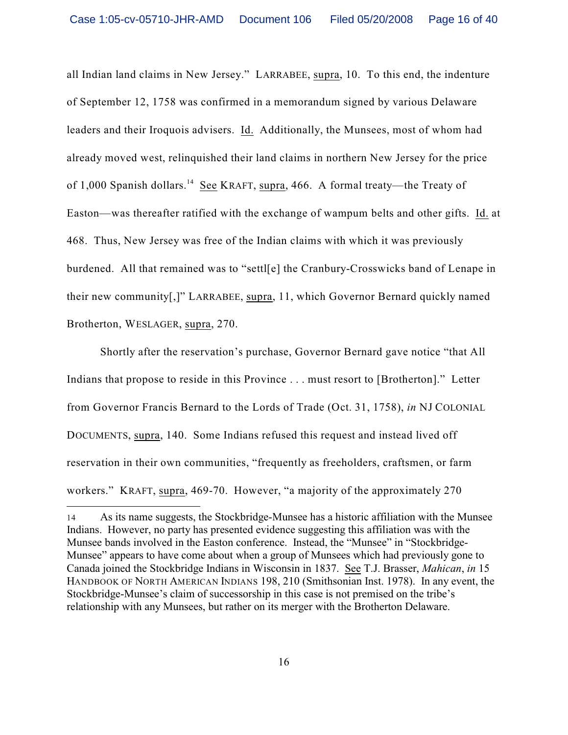all Indian land claims in New Jersey." LARRABEE, supra, 10. To this end, the indenture of September 12, 1758 was confirmed in a memorandum signed by various Delaware leaders and their Iroquois advisers. Id. Additionally, the Munsees, most of whom had already moved west, relinquished their land claims in northern New Jersey for the price of 1,000 Spanish dollars.[14] See KRAFT, supra, 466. A formal treaty—the Treaty of Easton—was thereafter ratified with the exchange of wampum belts and other gifts. Id. at 468. Thus, New Jersey was free of the Indian claims with which it was previously burdened. All that remained was to "settl[e] the Cranbury-Crosswicks band of Lenape in their new community[,]" LARRABEE, supra, 11, which Governor Bernard quickly named Brotherton, WESLAGER, supra, 270.

Shortly after the reservation's purchase, Governor Bernard gave notice "that All Indians that propose to reside in this Province . . . must resort to [Brotherton]." Letter from Governor Francis Bernard to the Lords of Trade (Oct. 31, 1758), *in* NJ COLONIAL DOCUMENTS, supra, 140. Some Indians refused this request and instead lived off reservation in their own communities, "frequently as freeholders, craftsmen, or farm workers." KRAFT, supra, 469-70. However, "a majority of the approximately 270

---

14 As its name suggests, the Stockbridge-Munsee has a historic affiliation with the Munsee Indians. However, no party has presented evidence suggesting this affiliation was with the Munsee bands involved in the Easton conference. Instead, the "Munsee" in "Stockbridge-Munsee" appears to have come about when a group of Munsees which had previously gone to Canada joined the Stockbridge Indians in Wisconsin in 1837. See T.J. Brasser, *Mahican*, *in* 15 HANDBOOK OF NORTH AMERICAN INDIANS 198, 210 (Smithsonian Inst. 1978). In any event, the Stockbridge-Munsee's claim of successorship in this case is not premised on the tribe's relationship with any Munsees, but rather on its merger with the Brotherton Delaware.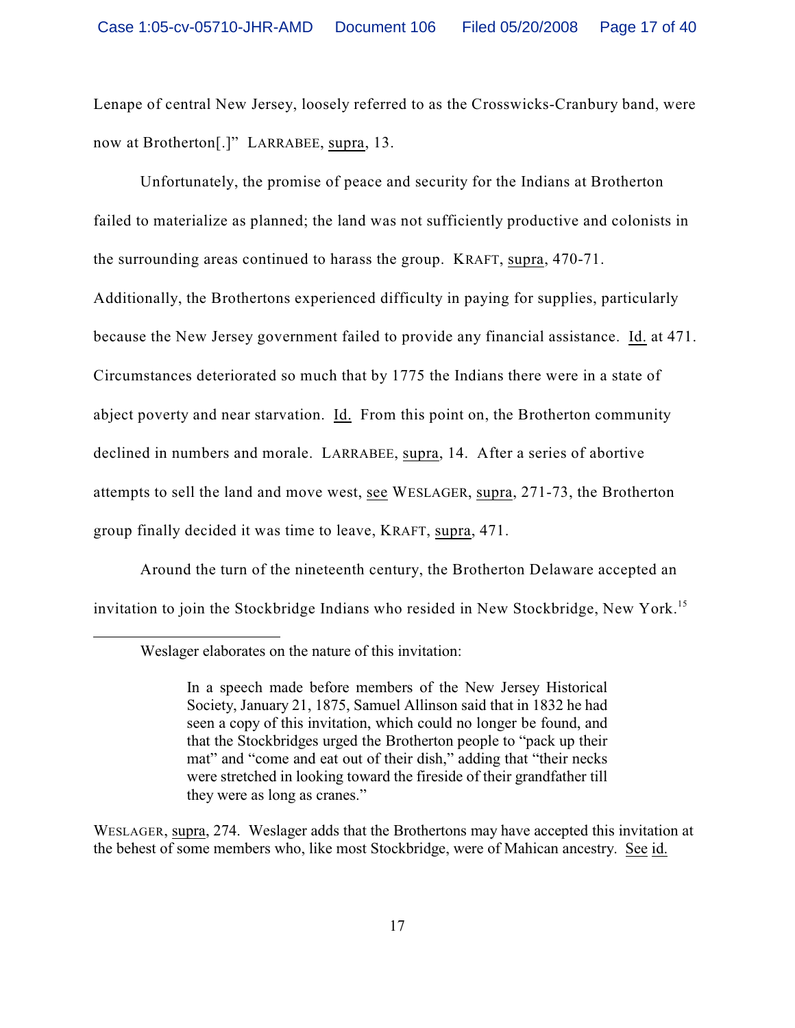Lenape of central New Jersey, loosely referred to as the Crosswicks-Cranbury band, were now at Brotherton[.]" LARRABEE, supra, 13.

Unfortunately, the promise of peace and security for the Indians at Brotherton failed to materialize as planned; the land was not sufficiently productive and colonists in the surrounding areas continued to harass the group. KRAFT, supra, 470-71. Additionally, the Brothertons experienced difficulty in paying for supplies, particularly because the New Jersey government failed to provide any financial assistance. Id. at 471. Circumstances deteriorated so much that by 1775 the Indians there were in a state of abject poverty and near starvation. Id. From this point on, the Brotherton community declined in numbers and morale. LARRABEE, supra, 14. After a series of abortive attempts to sell the land and move west, see WESLAGER, supra, 271-73, the Brotherton group finally decided it was time to leave, KRAFT, supra, 471.

Around the turn of the nineteenth century, the Brotherton Delaware accepted an invitation to join the Stockbridge Indians who resided in New Stockbridge, New York.[15]

---

[15] Weslager elaborates on the nature of this invitation:

> In a speech made before members of the New Jersey Historical Society, January 21, 1875, Samuel Allinson said that in 1832 he had seen a copy of this invitation, which could no longer be found, and that the Stockbridges urged the Brotherton people to "pack up their mat" and "come and eat out of their dish," adding that "their necks were stretched in looking toward the fireside of their grandfather till they were as long as cranes."

WESLAGER, supra, 274. Weslager adds that the Brothertons may have accepted this invitation at the behest of some members who, like most Stockbridge, were of Mahican ancestry. See id.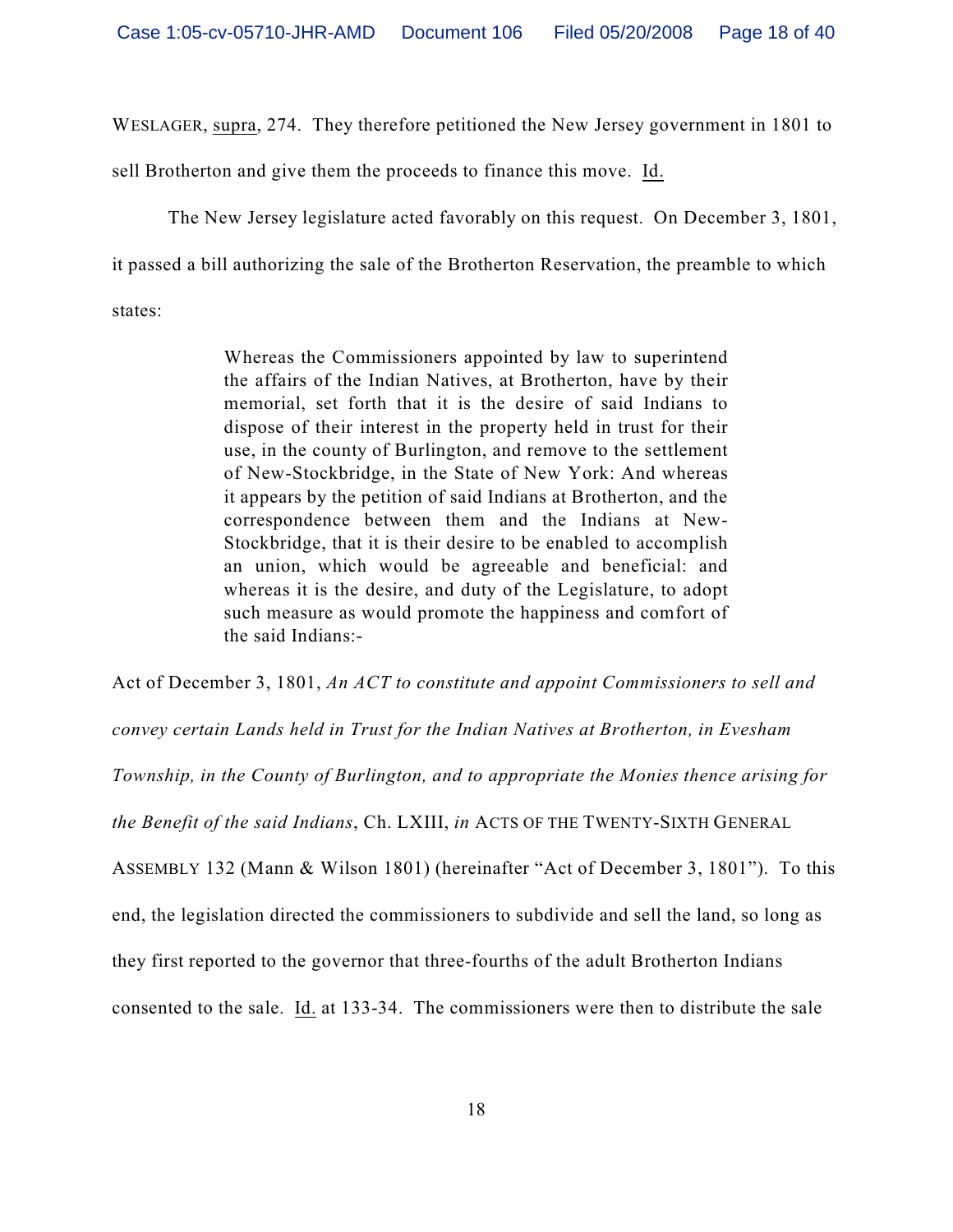WESLAGER, supra, 274. They therefore petitioned the New Jersey government in 1801 to sell Brotherton and give them the proceeds to finance this move. Id.

The New Jersey legislature acted favorably on this request. On December 3, 1801, it passed a bill authorizing the sale of the Brotherton Reservation, the preamble to which states:

> Whereas the Commissioners appointed by law to superintend the affairs of the Indian Natives, at Brotherton, have by their memorial, set forth that it is the desire of said Indians to dispose of their interest in the property held in trust for their use, in the county of Burlington, and remove to the settlement of New-Stockbridge, in the State of New York: And whereas it appears by the petition of said Indians at Brotherton, and the correspondence between them and the Indians at New-Stockbridge, that it is their desire to be enabled to accomplish an union, which would be agreeable and beneficial: and whereas it is the desire, and duty of the Legislature, to adopt such measure as would promote the happiness and comfort of the said Indians:-

Act of December 3, 1801, *An ACT to constitute and appoint Commissioners to sell and convey certain Lands held in Trust for the Indian Natives at Brotherton, in Evesham Township, in the County of Burlington, and to appropriate the Monies thence arising for the Benefit of the said Indians*, Ch. LXIII, *in* ACTS OF THE TWENTY-SIXTH GENERAL ASSEMBLY 132 (Mann & Wilson 1801) (hereinafter "Act of December 3, 1801"). To this end, the legislation directed the commissioners to subdivide and sell the land, so long as they first reported to the governor that three-fourths of the adult Brotherton Indians consented to the sale. Id. at 133-34. The commissioners were then to distribute the sale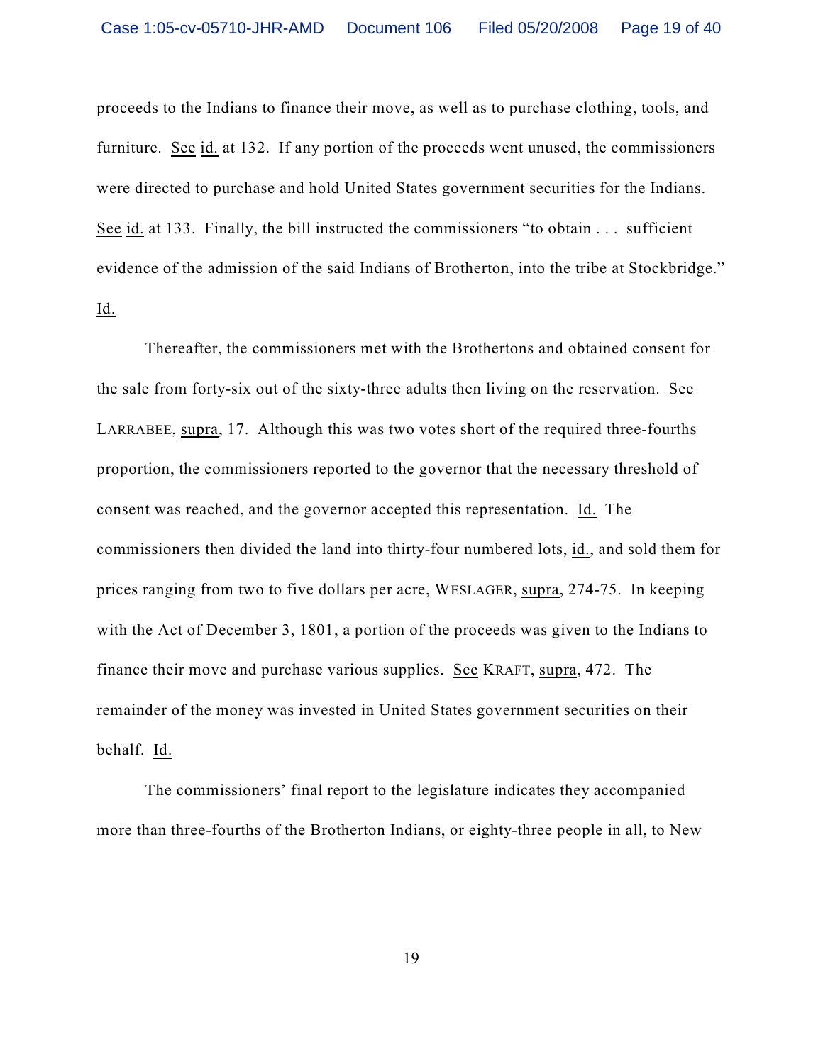proceeds to the Indians to finance their move, as well as to purchase clothing, tools, and furniture. See id. at 132. If any portion of the proceeds went unused, the commissioners were directed to purchase and hold United States government securities for the Indians. See id. at 133. Finally, the bill instructed the commissioners "to obtain . . . sufficient evidence of the admission of the said Indians of Brotherton, into the tribe at Stockbridge." Id.

Thereafter, the commissioners met with the Brothertons and obtained consent for the sale from forty-six out of the sixty-three adults then living on the reservation. See LARRABEE, supra, 17. Although this was two votes short of the required three-fourths proportion, the commissioners reported to the governor that the necessary threshold of consent was reached, and the governor accepted this representation. Id. The commissioners then divided the land into thirty-four numbered lots, id., and sold them for prices ranging from two to five dollars per acre, WESLAGER, supra, 274-75. In keeping with the Act of December 3, 1801, a portion of the proceeds was given to the Indians to finance their move and purchase various supplies. See KRAFT, supra, 472. The remainder of the money was invested in United States government securities on their behalf. Id.

The commissioners' final report to the legislature indicates they accompanied more than three-fourths of the Brotherton Indians, or eighty-three people in all, to New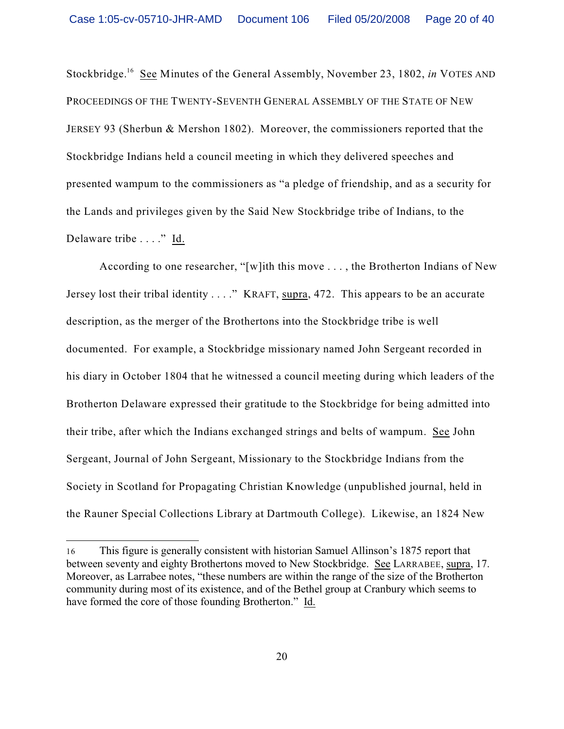Stockbridge.[16] See Minutes of the General Assembly, November 23, 1802, *in* VOTES AND PROCEEDINGS OF THE TWENTY-SEVENTH GENERAL ASSEMBLY OF THE STATE OF NEW JERSEY 93 (Sherbun & Mershon 1802). Moreover, the commissioners reported that the Stockbridge Indians held a council meeting in which they delivered speeches and presented wampum to the commissioners as "a pledge of friendship, and as a security for the Lands and privileges given by the Said New Stockbridge tribe of Indians, to the Delaware tribe . . . ." Id.

According to one researcher, "[w]ith this move . . . , the Brotherton Indians of New Jersey lost their tribal identity . . . ." KRAFT, supra, 472. This appears to be an accurate description, as the merger of the Brothertons into the Stockbridge tribe is well documented. For example, a Stockbridge missionary named John Sergeant recorded in his diary in October 1804 that he witnessed a council meeting during which leaders of the Brotherton Delaware expressed their gratitude to the Stockbridge for being admitted into their tribe, after which the Indians exchanged strings and belts of wampum. See John Sergeant, Journal of John Sergeant, Missionary to the Stockbridge Indians from the Society in Scotland for Propagating Christian Knowledge (unpublished journal, held in the Rauner Special Collections Library at Dartmouth College). Likewise, an 1824 New

---

16 This figure is generally consistent with historian Samuel Allinson's 1875 report that between seventy and eighty Brothertons moved to New Stockbridge. See LARRABEE, supra, 17. Moreover, as Larrabee notes, "these numbers are within the range of the size of the Brotherton community during most of its existence, and of the Bethel group at Cranbury which seems to have formed the core of those founding Brotherton." Id.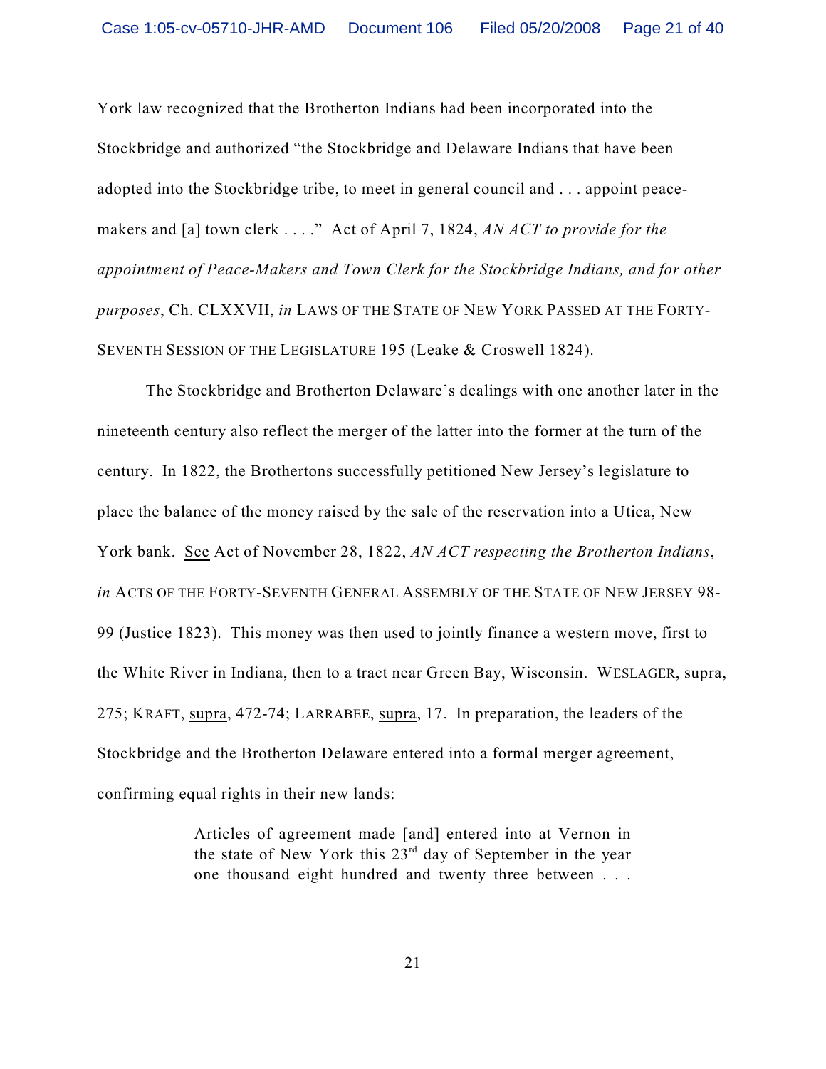York law recognized that the Brotherton Indians had been incorporated into the Stockbridge and authorized "the Stockbridge and Delaware Indians that have been adopted into the Stockbridge tribe, to meet in general council and . . . appoint peace-makers and [a] town clerk . . . ." Act of April 7, 1824, *AN ACT to provide for the appointment of Peace-Makers and Town Clerk for the Stockbridge Indians, and for other purposes*, Ch. CLXXVII, *in* LAWS OF THE STATE OF NEW YORK PASSED AT THE FORTY-SEVENTH SESSION OF THE LEGISLATURE 195 (Leake & Croswell 1824).

The Stockbridge and Brotherton Delaware's dealings with one another later in the nineteenth century also reflect the merger of the latter into the former at the turn of the century. In 1822, the Brothertons successfully petitioned New Jersey's legislature to place the balance of the money raised by the sale of the reservation into a Utica, New York bank. See Act of November 28, 1822, *AN ACT respecting the Brotherton Indians*, *in* ACTS OF THE FORTY-SEVENTH GENERAL ASSEMBLY OF THE STATE OF NEW JERSEY 98-99 (Justice 1823). This money was then used to jointly finance a western move, first to the White River in Indiana, then to a tract near Green Bay, Wisconsin. WESLAGER, supra, 275; KRAFT, supra, 472-74; LARRABEE, supra, 17. In preparation, the leaders of the Stockbridge and the Brotherton Delaware entered into a formal merger agreement, confirming equal rights in their new lands:

> Articles of agreement made [and] entered into at Vernon in the state of New York this 23rd day of September in the year one thousand eight hundred and twenty three between . . .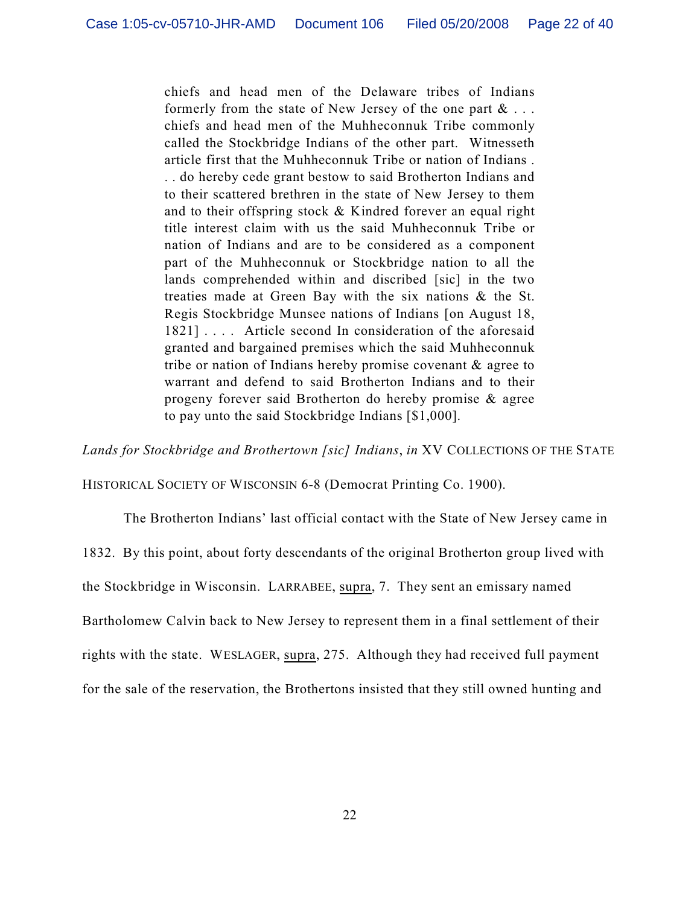> chiefs and head men of the Delaware tribes of Indians formerly from the state of New Jersey of the one part & . . . chiefs and head men of the Muhheconnuk Tribe commonly called the Stockbridge Indians of the other part. Witnesseth article first that the Muhheconnuk Tribe or nation of Indians . . . do hereby cede grant bestow to said Brotherton Indians and to their scattered brethren in the state of New Jersey to them and to their offspring stock & Kindred forever an equal right title interest claim with us the said Muhheconnuk Tribe or nation of Indians and are to be considered as a component part of the Muhheconnuk or Stockbridge nation to all the lands comprehended within and discribed [sic] in the two treaties made at Green Bay with the six nations & the St. Regis Stockbridge Munsee nations of Indians [on August 18, 1821] . . . . Article second In consideration of the aforesaid granted and bargained premises which the said Muhheconnuk tribe or nation of Indians hereby promise covenant & agree to warrant and defend to said Brotherton Indians and to their progeny forever said Brotherton do hereby promise & agree to pay unto the said Stockbridge Indians [$1,000].

*Lands for Stockbridge and Brothertown [sic] Indians*, *in* XV COLLECTIONS OF THE STATE HISTORICAL SOCIETY OF WISCONSIN 6-8 (Democrat Printing Co. 1900).

The Brotherton Indians' last official contact with the State of New Jersey came in 1832. By this point, about forty descendants of the original Brotherton group lived with the Stockbridge in Wisconsin. LARRABEE, supra, 7. They sent an emissary named Bartholomew Calvin back to New Jersey to represent them in a final settlement of their rights with the state. WESLAGER, supra, 275. Although they had received full payment for the sale of the reservation, the Brothertons insisted that they still owned hunting and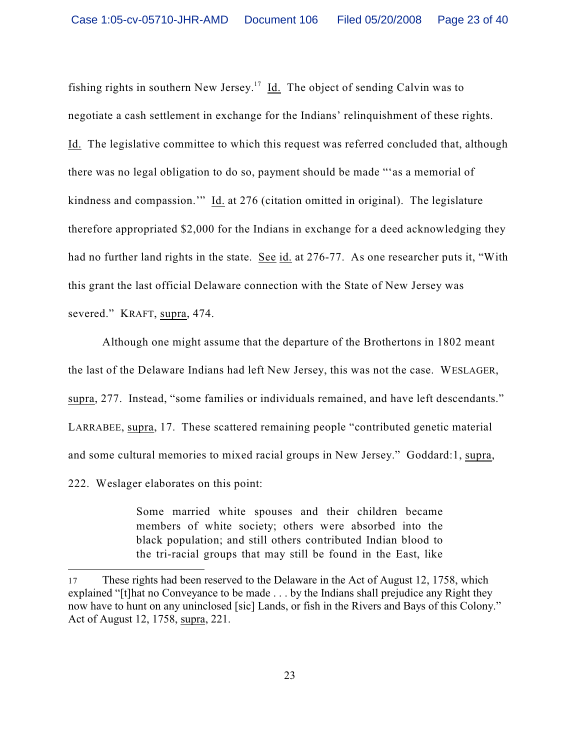fishing rights in southern New Jersey.[17] Id. The object of sending Calvin was to negotiate a cash settlement in exchange for the Indians' relinquishment of these rights. Id. The legislative committee to which this request was referred concluded that, although there was no legal obligation to do so, payment should be made "'as a memorial of kindness and compassion.'" Id. at 276 (citation omitted in original). The legislature therefore appropriated $2,000 for the Indians in exchange for a deed acknowledging they had no further land rights in the state. See id. at 276-77. As one researcher puts it, "With this grant the last official Delaware connection with the State of New Jersey was severed." KRAFT, supra, 474.

Although one might assume that the departure of the Brothertons in 1802 meant the last of the Delaware Indians had left New Jersey, this was not the case. WESLAGER, supra, 277. Instead, "some families or individuals remained, and have left descendants." LARRABEE, supra, 17. These scattered remaining people "contributed genetic material and some cultural memories to mixed racial groups in New Jersey." Goddard:1, supra, 222. Weslager elaborates on this point:

> Some married white spouses and their children became members of white society; others were absorbed into the black population; and still others contributed Indian blood to the tri-racial groups that may still be found in the East, like

---

[17] These rights had been reserved to the Delaware in the Act of August 12, 1758, which explained "[t]hat no Conveyance to be made . . . by the Indians shall prejudice any Right they now have to hunt on any uninclosed [sic] Lands, or fish in the Rivers and Bays of this Colony." Act of August 12, 1758, supra, 221.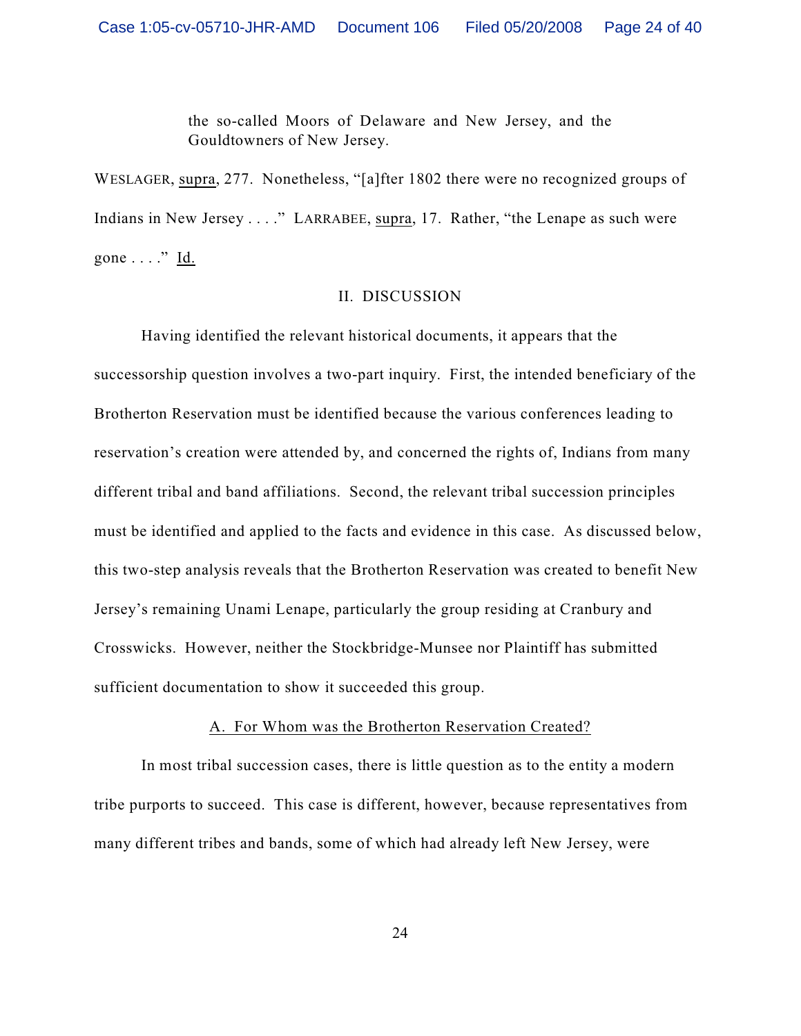> the so-called Moors of Delaware and New Jersey, and the Gouldtowners of New Jersey.

WESLAGER, supra, 277. Nonetheless, "[a]fter 1802 there were no recognized groups of Indians in New Jersey . . . ." LARRABEE, supra, 17. Rather, "the Lenape as such were gone . . . ." Id.

## II. DISCUSSION

Having identified the relevant historical documents, it appears that the successorship question involves a two-part inquiry. First, the intended beneficiary of the Brotherton Reservation must be identified because the various conferences leading to reservation's creation were attended by, and concerned the rights of, Indians from many different tribal and band affiliations. Second, the relevant tribal succession principles must be identified and applied to the facts and evidence in this case. As discussed below, this two-step analysis reveals that the Brotherton Reservation was created to benefit New Jersey's remaining Unami Lenape, particularly the group residing at Cranbury and Crosswicks. However, neither the Stockbridge-Munsee nor Plaintiff has submitted sufficient documentation to show it succeeded this group.

### A. For Whom was the Brotherton Reservation Created?

In most tribal succession cases, there is little question as to the entity a modern tribe purports to succeed. This case is different, however, because representatives from many different tribes and bands, some of which had already left New Jersey, were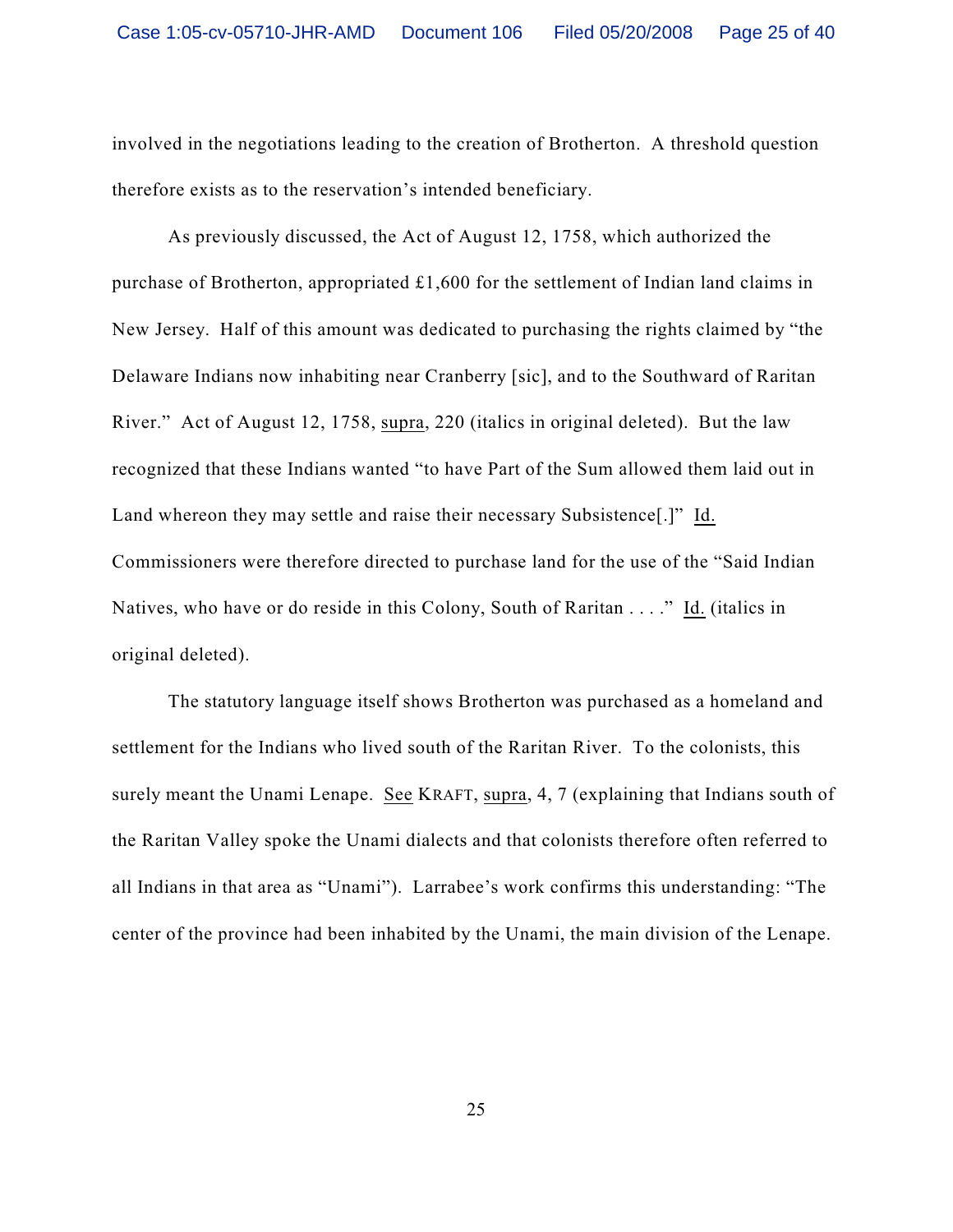involved in the negotiations leading to the creation of Brotherton. A threshold question therefore exists as to the reservation's intended beneficiary.

As previously discussed, the Act of August 12, 1758, which authorized the purchase of Brotherton, appropriated £1,600 for the settlement of Indian land claims in New Jersey. Half of this amount was dedicated to purchasing the rights claimed by "the Delaware Indians now inhabiting near Cranberry [sic], and to the Southward of Raritan River." Act of August 12, 1758, supra, 220 (italics in original deleted). But the law recognized that these Indians wanted "to have Part of the Sum allowed them laid out in Land whereon they may settle and raise their necessary Subsistence[.]" Id. Commissioners were therefore directed to purchase land for the use of the "Said Indian Natives, who have or do reside in this Colony, South of Raritan . . . ." Id. (italics in original deleted).

The statutory language itself shows Brotherton was purchased as a homeland and settlement for the Indians who lived south of the Raritan River. To the colonists, this surely meant the Unami Lenape. See KRAFT, supra, 4, 7 (explaining that Indians south of the Raritan Valley spoke the Unami dialects and that colonists therefore often referred to all Indians in that area as "Unami"). Larrabee's work confirms this understanding: "The center of the province had been inhabited by the Unami, the main division of the Lenape.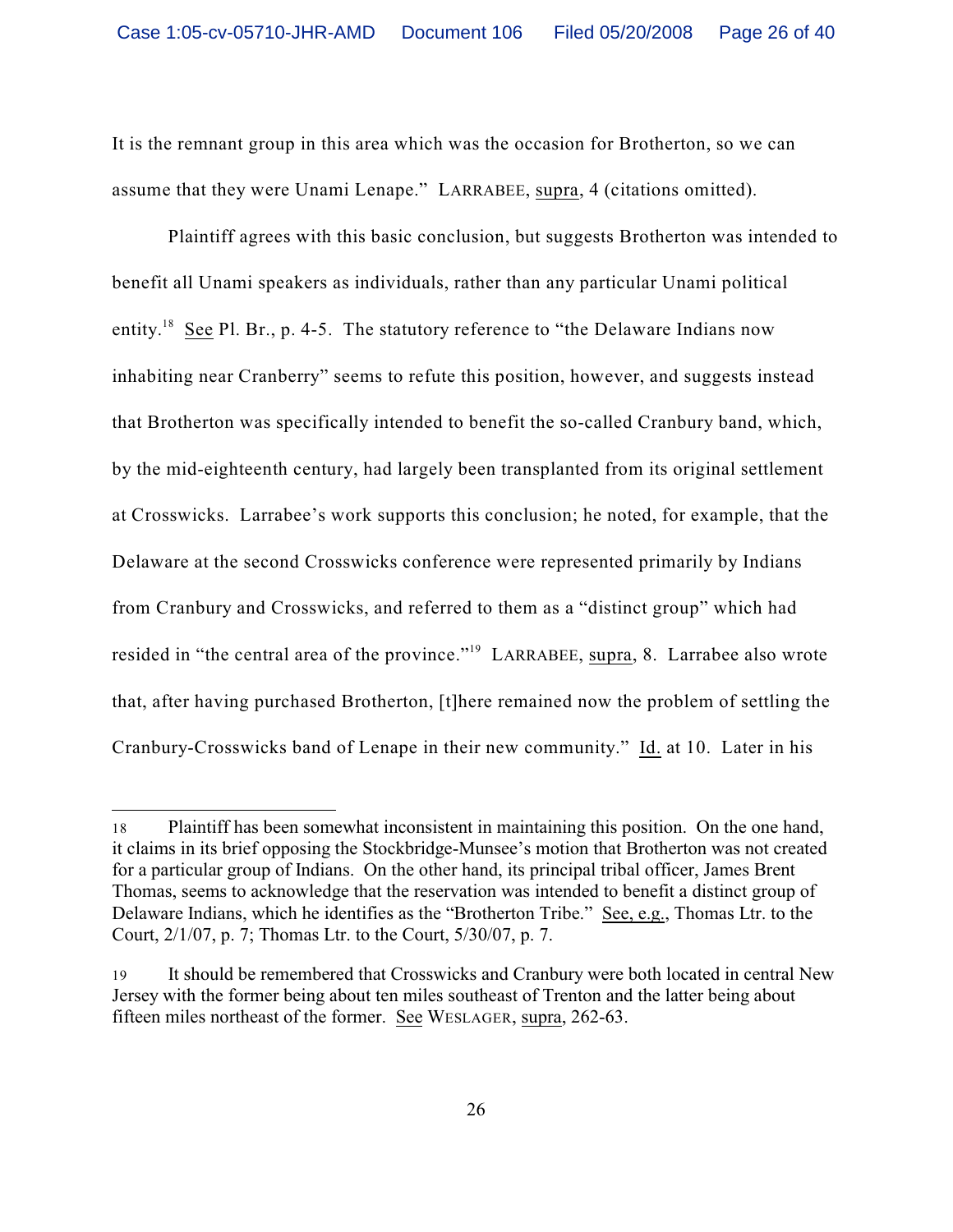It is the remnant group in this area which was the occasion for Brotherton, so we can assume that they were Unami Lenape." LARRABEE, supra, 4 (citations omitted).

Plaintiff agrees with this basic conclusion, but suggests Brotherton was intended to benefit all Unami speakers as individuals, rather than any particular Unami political entity.[18] See Pl. Br., p. 4-5. The statutory reference to "the Delaware Indians now inhabiting near Cranberry" seems to refute this position, however, and suggests instead that Brotherton was specifically intended to benefit the so-called Cranbury band, which, by the mid-eighteenth century, had largely been transplanted from its original settlement at Crosswicks. Larrabee's work supports this conclusion; he noted, for example, that the Delaware at the second Crosswicks conference were represented primarily by Indians from Cranbury and Crosswicks, and referred to them as a "distinct group" which had resided in "the central area of the province."[19] LARRABEE, supra, 8. Larrabee also wrote that, after having purchased Brotherton, [t]here remained now the problem of settling the Cranbury-Crosswicks band of Lenape in their new community." Id. at 10. Later in his

---

[18] Plaintiff has been somewhat inconsistent in maintaining this position. On the one hand, it claims in its brief opposing the Stockbridge-Munsee's motion that Brotherton was not created for a particular group of Indians. On the other hand, its principal tribal officer, James Brent Thomas, seems to acknowledge that the reservation was intended to benefit a distinct group of Delaware Indians, which he identifies as the "Brotherton Tribe." See, e.g., Thomas Ltr. to the Court, 2/1/07, p. 7; Thomas Ltr. to the Court, 5/30/07, p. 7.

[19] It should be remembered that Crosswicks and Cranbury were both located in central New Jersey with the former being about ten miles southeast of Trenton and the latter being about fifteen miles northeast of the former. See WESLAGER, supra, 262-63.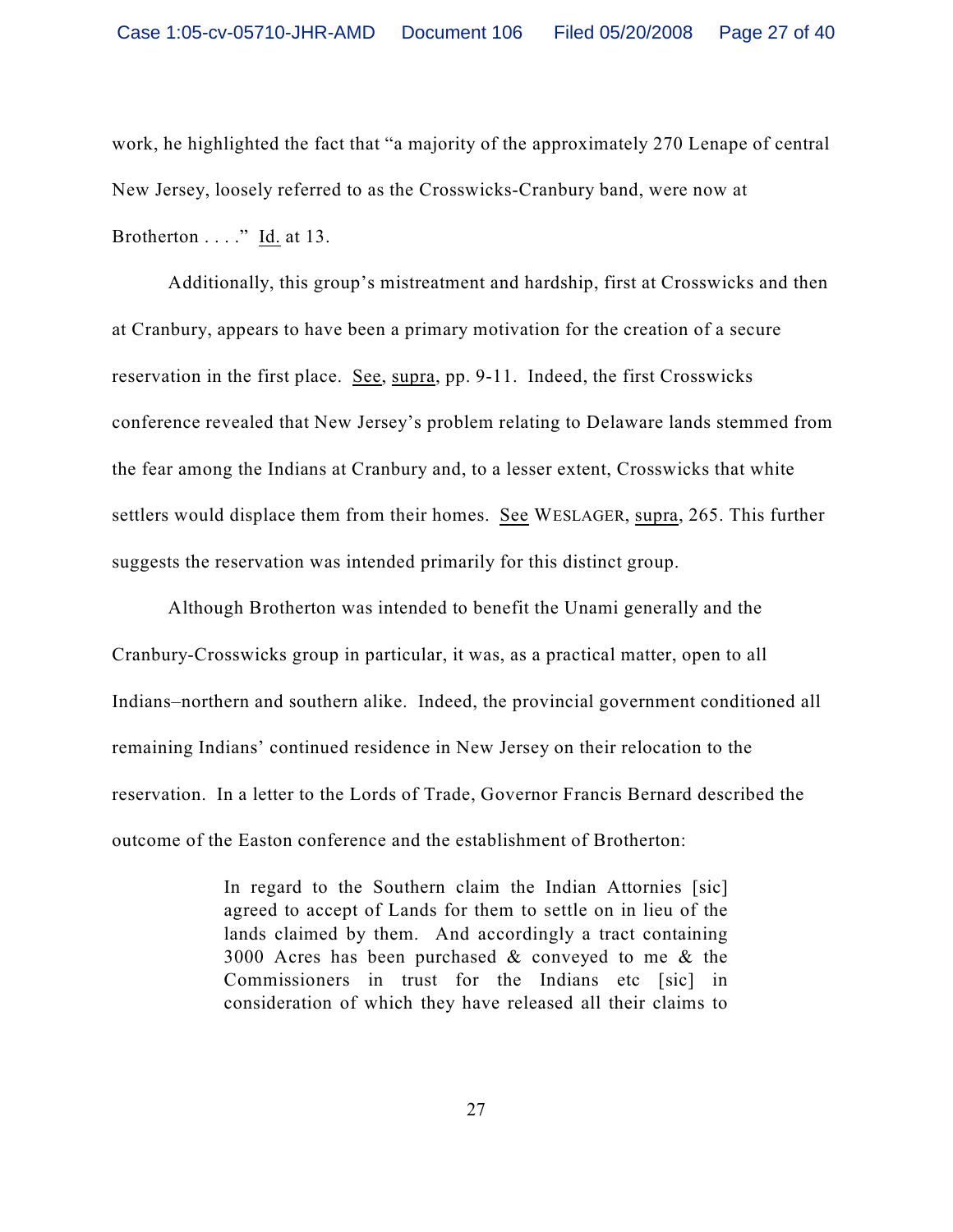work, he highlighted the fact that "a majority of the approximately 270 Lenape of central New Jersey, loosely referred to as the Crosswicks-Cranbury band, were now at Brotherton . . . ." Id. at 13.

Additionally, this group's mistreatment and hardship, first at Crosswicks and then at Cranbury, appears to have been a primary motivation for the creation of a secure reservation in the first place. See, supra, pp. 9-11. Indeed, the first Crosswicks conference revealed that New Jersey's problem relating to Delaware lands stemmed from the fear among the Indians at Cranbury and, to a lesser extent, Crosswicks that white settlers would displace them from their homes. See WESLAGER, supra, 265. This further suggests the reservation was intended primarily for this distinct group.

Although Brotherton was intended to benefit the Unami generally and the Cranbury-Crosswicks group in particular, it was, as a practical matter, open to all Indians–northern and southern alike. Indeed, the provincial government conditioned all remaining Indians' continued residence in New Jersey on their relocation to the reservation. In a letter to the Lords of Trade, Governor Francis Bernard described the outcome of the Easton conference and the establishment of Brotherton:

> In regard to the Southern claim the Indian Attornies [sic] agreed to accept of Lands for them to settle on in lieu of the lands claimed by them. And accordingly a tract containing 3000 Acres has been purchased & conveyed to me & the Commissioners in trust for the Indians etc [sic] in consideration of which they have released all their claims to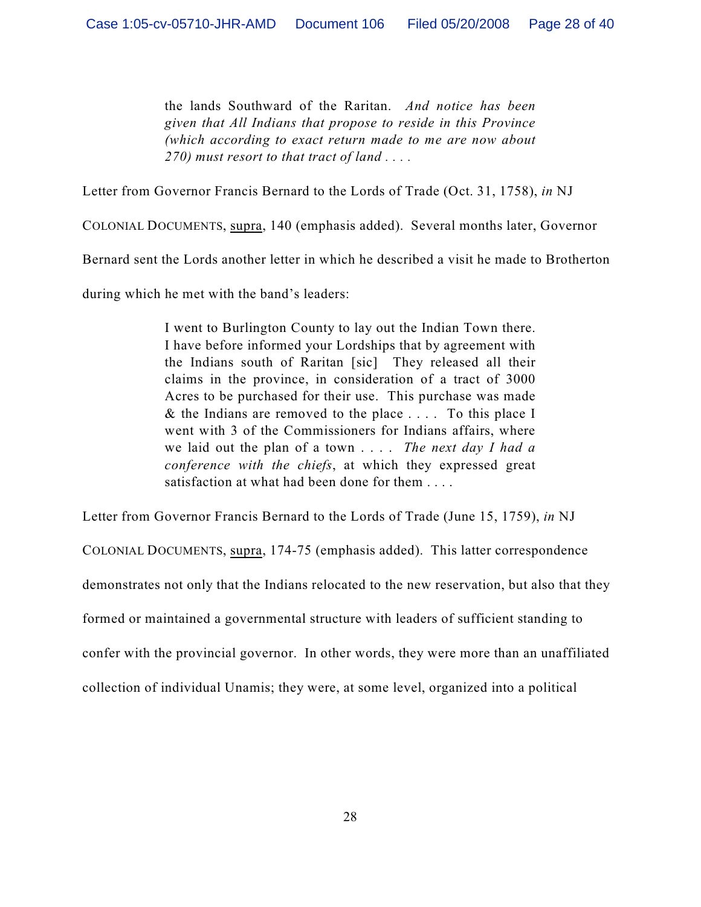> the lands Southward of the Raritan. *And notice has been given that All Indians that propose to reside in this Province (which according to exact return made to me are now about 270) must resort to that tract of land . . . .*

Letter from Governor Francis Bernard to the Lords of Trade (Oct. 31, 1758), *in* NJ COLONIAL DOCUMENTS, supra, 140 (emphasis added). Several months later, Governor Bernard sent the Lords another letter in which he described a visit he made to Brotherton during which he met with the band's leaders:

> I went to Burlington County to lay out the Indian Town there. I have before informed your Lordships that by agreement with the Indians south of Raritan [sic] They released all their claims in the province, in consideration of a tract of 3000 Acres to be purchased for their use. This purchase was made & the Indians are removed to the place . . . . To this place I went with 3 of the Commissioners for Indians affairs, where we laid out the plan of a town . . . . *The next day I had a conference with the chiefs*, at which they expressed great satisfaction at what had been done for them . . . .

Letter from Governor Francis Bernard to the Lords of Trade (June 15, 1759), *in* NJ COLONIAL DOCUMENTS, supra, 174-75 (emphasis added). This latter correspondence demonstrates not only that the Indians relocated to the new reservation, but also that they formed or maintained a governmental structure with leaders of sufficient standing to confer with the provincial governor. In other words, they were more than an unaffiliated collection of individual Unamis; they were, at some level, organized into a political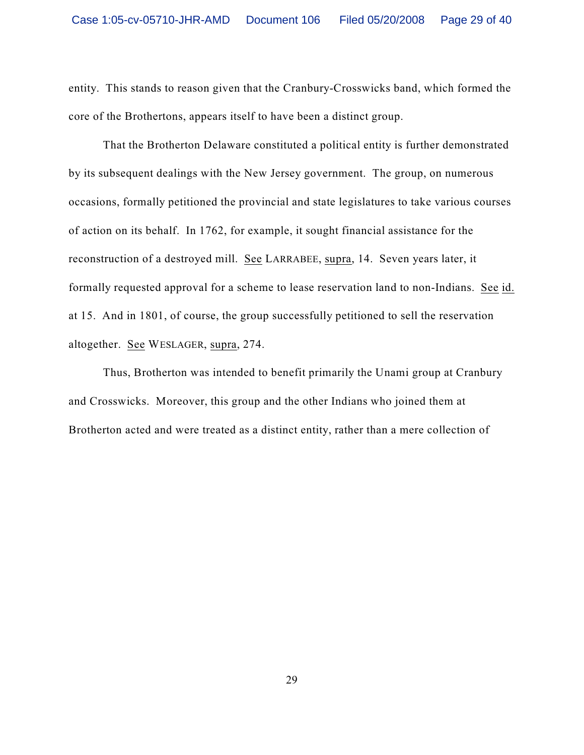entity. This stands to reason given that the Cranbury-Crosswicks band, which formed the core of the Brothertons, appears itself to have been a distinct group.

That the Brotherton Delaware constituted a political entity is further demonstrated by its subsequent dealings with the New Jersey government. The group, on numerous occasions, formally petitioned the provincial and state legislatures to take various courses of action on its behalf. In 1762, for example, it sought financial assistance for the reconstruction of a destroyed mill. See LARRABEE, supra, 14. Seven years later, it formally requested approval for a scheme to lease reservation land to non-Indians. See id. at 15. And in 1801, of course, the group successfully petitioned to sell the reservation altogether. See WESLAGER, supra, 274.

Thus, Brotherton was intended to benefit primarily the Unami group at Cranbury and Crosswicks. Moreover, this group and the other Indians who joined them at Brotherton acted and were treated as a distinct entity, rather than a mere collection of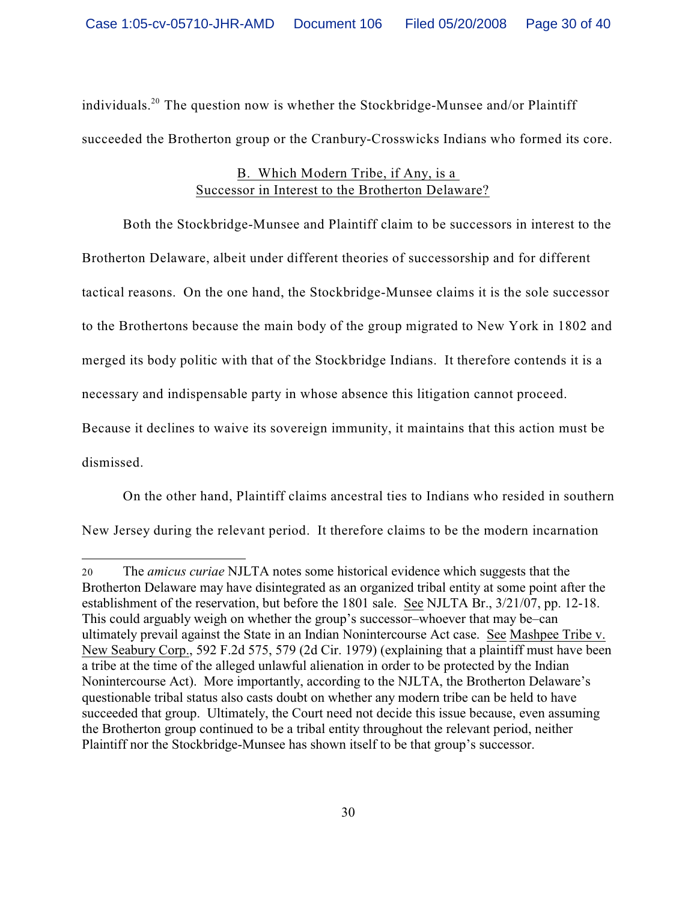individuals.[20] The question now is whether the Stockbridge-Munsee and/or Plaintiff succeeded the Brotherton group or the Cranbury-Crosswicks Indians who formed its core.

## B. Which Modern Tribe, if Any, is a Successor in Interest to the Brotherton Delaware?

Both the Stockbridge-Munsee and Plaintiff claim to be successors in interest to the Brotherton Delaware, albeit under different theories of successorship and for different tactical reasons. On the one hand, the Stockbridge-Munsee claims it is the sole successor to the Brothertons because the main body of the group migrated to New York in 1802 and merged its body politic with that of the Stockbridge Indians. It therefore contends it is a necessary and indispensable party in whose absence this litigation cannot proceed. Because it declines to waive its sovereign immunity, it maintains that this action must be dismissed.

On the other hand, Plaintiff claims ancestral ties to Indians who resided in southern New Jersey during the relevant period. It therefore claims to be the modern incarnation

---

20 The *amicus curiae* NJLTA notes some historical evidence which suggests that the Brotherton Delaware may have disintegrated as an organized tribal entity at some point after the establishment of the reservation, but before the 1801 sale. See NJLTA Br., 3/21/07, pp. 12-18. This could arguably weigh on whether the group's successor–whoever that may be–can ultimately prevail against the State in an Indian Nonintercourse Act case. See Mashpee Tribe v. New Seabury Corp., 592 F.2d 575, 579 (2d Cir. 1979) (explaining that a plaintiff must have been a tribe at the time of the alleged unlawful alienation in order to be protected by the Indian Nonintercourse Act). More importantly, according to the NJLTA, the Brotherton Delaware's questionable tribal status also casts doubt on whether any modern tribe can be held to have succeeded that group. Ultimately, the Court need not decide this issue because, even assuming the Brotherton group continued to be a tribal entity throughout the relevant period, neither Plaintiff nor the Stockbridge-Munsee has shown itself to be that group's successor.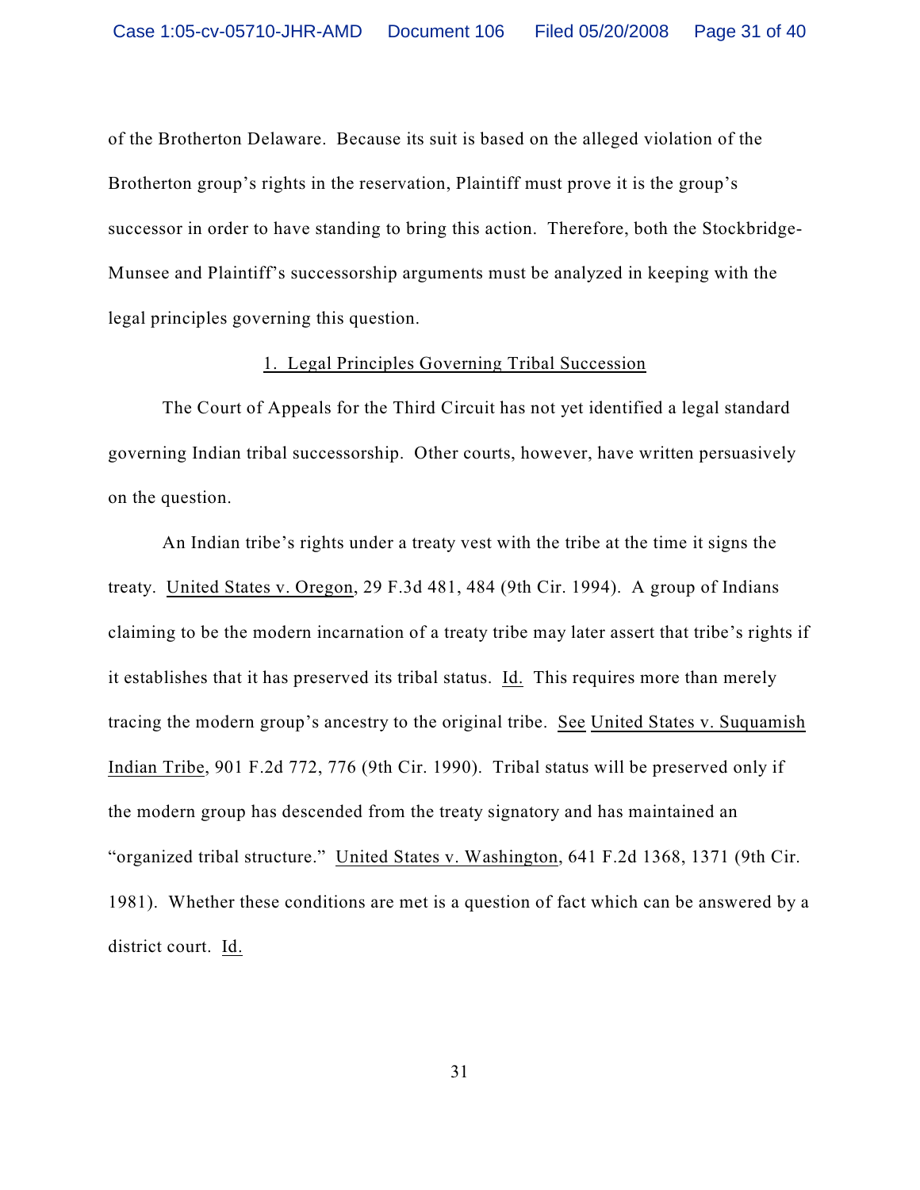of the Brotherton Delaware. Because its suit is based on the alleged violation of the Brotherton group's rights in the reservation, Plaintiff must prove it is the group's successor in order to have standing to bring this action. Therefore, both the Stockbridge-Munsee and Plaintiff's successorship arguments must be analyzed in keeping with the legal principles governing this question.

### 1. Legal Principles Governing Tribal Succession

The Court of Appeals for the Third Circuit has not yet identified a legal standard governing Indian tribal successorship. Other courts, however, have written persuasively on the question.

An Indian tribe's rights under a treaty vest with the tribe at the time it signs the treaty. United States v. Oregon, 29 F.3d 481, 484 (9th Cir. 1994). A group of Indians claiming to be the modern incarnation of a treaty tribe may later assert that tribe's rights if it establishes that it has preserved its tribal status. Id. This requires more than merely tracing the modern group's ancestry to the original tribe. See United States v. Suquamish Indian Tribe, 901 F.2d 772, 776 (9th Cir. 1990). Tribal status will be preserved only if the modern group has descended from the treaty signatory and has maintained an "organized tribal structure." United States v. Washington, 641 F.2d 1368, 1371 (9th Cir. 1981). Whether these conditions are met is a question of fact which can be answered by a district court. Id.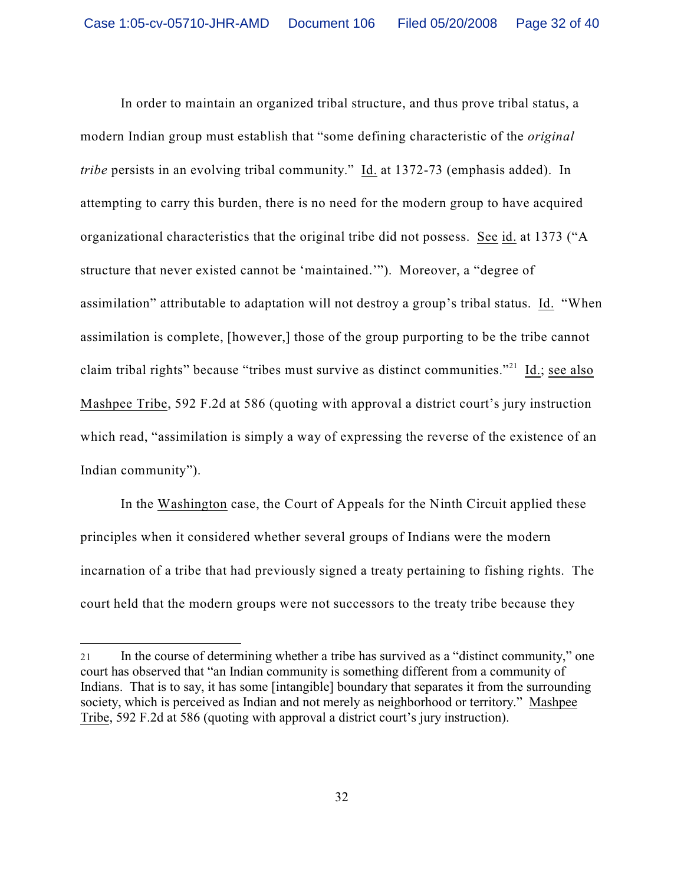In order to maintain an organized tribal structure, and thus prove tribal status, a modern Indian group must establish that "some defining characteristic of the *original tribe* persists in an evolving tribal community." Id. at 1372-73 (emphasis added). In attempting to carry this burden, there is no need for the modern group to have acquired organizational characteristics that the original tribe did not possess. See id. at 1373 ("A structure that never existed cannot be 'maintained.'"). Moreover, a "degree of assimilation" attributable to adaptation will not destroy a group's tribal status. Id. "When assimilation is complete, [however,] those of the group purporting to be the tribe cannot claim tribal rights" because "tribes must survive as distinct communities."[21] Id.; see also Mashpee Tribe, 592 F.2d at 586 (quoting with approval a district court's jury instruction which read, "assimilation is simply a way of expressing the reverse of the existence of an Indian community").

In the Washington case, the Court of Appeals for the Ninth Circuit applied these principles when it considered whether several groups of Indians were the modern incarnation of a tribe that had previously signed a treaty pertaining to fishing rights. The court held that the modern groups were not successors to the treaty tribe because they

---

21 In the course of determining whether a tribe has survived as a "distinct community," one court has observed that "an Indian community is something different from a community of Indians. That is to say, it has some [intangible] boundary that separates it from the surrounding society, which is perceived as Indian and not merely as neighborhood or territory." Mashpee Tribe, 592 F.2d at 586 (quoting with approval a district court's jury instruction).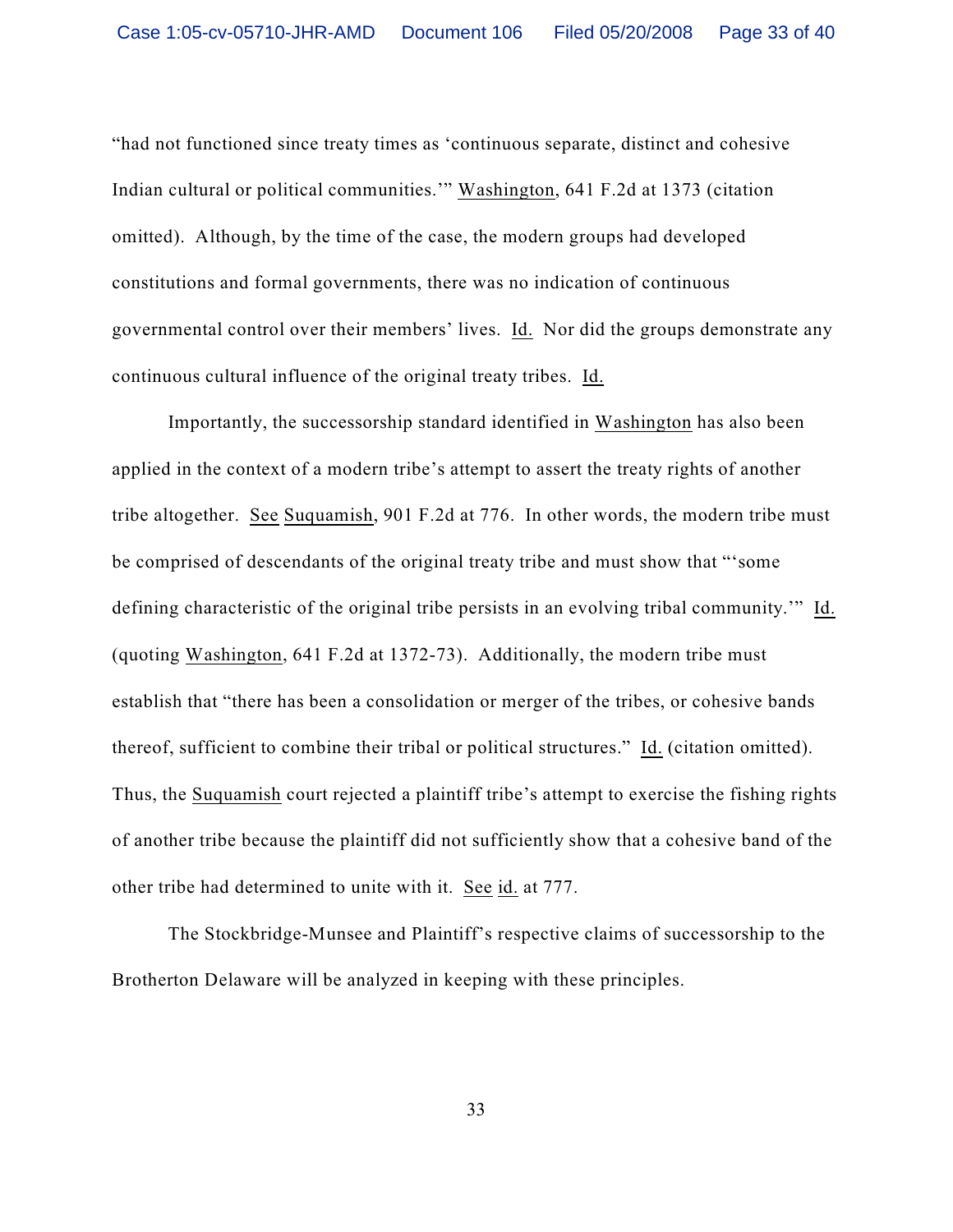"had not functioned since treaty times as 'continuous separate, distinct and cohesive Indian cultural or political communities.'" Washington, 641 F.2d at 1373 (citation omitted). Although, by the time of the case, the modern groups had developed constitutions and formal governments, there was no indication of continuous governmental control over their members' lives. Id. Nor did the groups demonstrate any continuous cultural influence of the original treaty tribes. Id.

Importantly, the successorship standard identified in Washington has also been applied in the context of a modern tribe's attempt to assert the treaty rights of another tribe altogether. See Suquamish, 901 F.2d at 776. In other words, the modern tribe must be comprised of descendants of the original treaty tribe and must show that "'some defining characteristic of the original tribe persists in an evolving tribal community.'" Id. (quoting Washington, 641 F.2d at 1372-73). Additionally, the modern tribe must establish that "there has been a consolidation or merger of the tribes, or cohesive bands thereof, sufficient to combine their tribal or political structures." Id. (citation omitted). Thus, the Suquamish court rejected a plaintiff tribe's attempt to exercise the fishing rights of another tribe because the plaintiff did not sufficiently show that a cohesive band of the other tribe had determined to unite with it. See id. at 777.

The Stockbridge-Munsee and Plaintiff's respective claims of successorship to the Brotherton Delaware will be analyzed in keeping with these principles.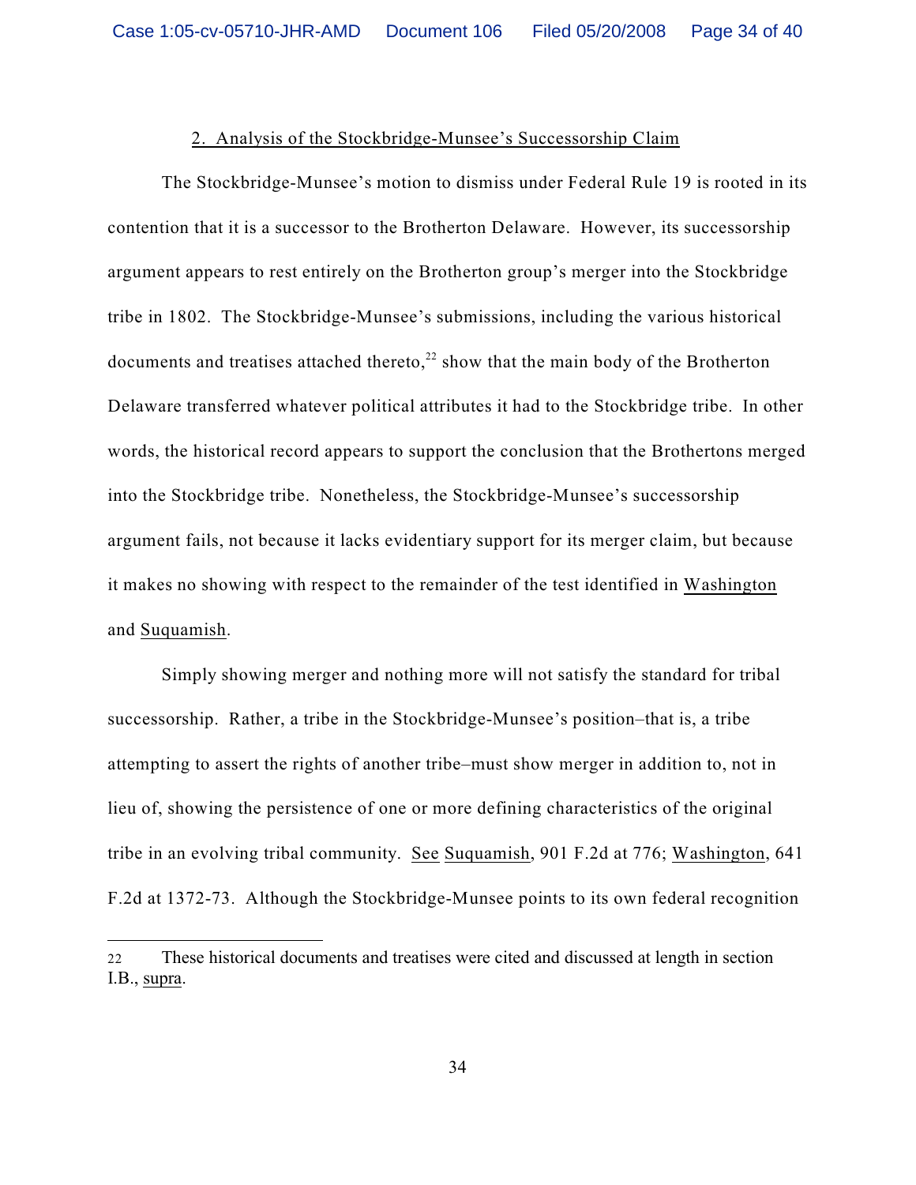## 2. Analysis of the Stockbridge-Munsee's Successorship Claim

The Stockbridge-Munsee's motion to dismiss under Federal Rule 19 is rooted in its contention that it is a successor to the Brotherton Delaware. However, its successorship argument appears to rest entirely on the Brotherton group's merger into the Stockbridge tribe in 1802. The Stockbridge-Munsee's submissions, including the various historical documents and treatises attached thereto,[22] show that the main body of the Brotherton Delaware transferred whatever political attributes it had to the Stockbridge tribe. In other words, the historical record appears to support the conclusion that the Brothertons merged into the Stockbridge tribe. Nonetheless, the Stockbridge-Munsee's successorship argument fails, not because it lacks evidentiary support for its merger claim, but because it makes no showing with respect to the remainder of the test identified in Washington and Suquamish.

Simply showing merger and nothing more will not satisfy the standard for tribal successorship. Rather, a tribe in the Stockbridge-Munsee's position–that is, a tribe attempting to assert the rights of another tribe–must show merger in addition to, not in lieu of, showing the persistence of one or more defining characteristics of the original tribe in an evolving tribal community. See Suquamish, 901 F.2d at 776; Washington, 641 F.2d at 1372-73. Although the Stockbridge-Munsee points to its own federal recognition

---

22 These historical documents and treatises were cited and discussed at length in section I.B., supra.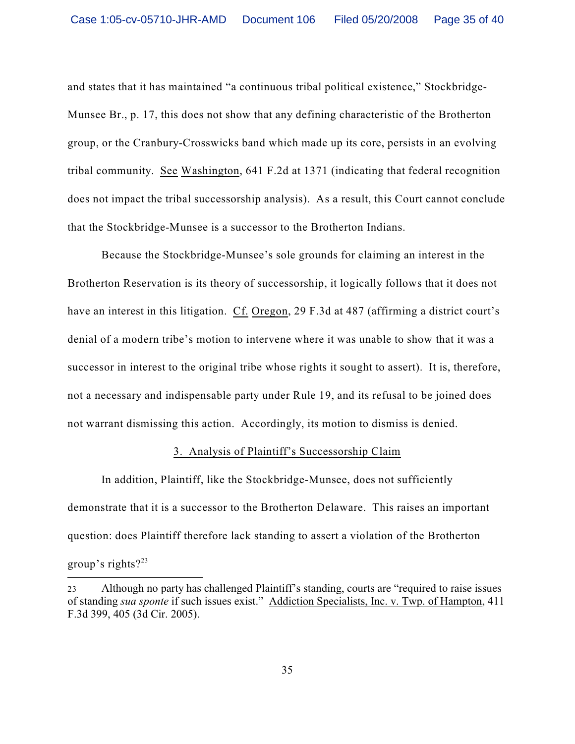and states that it has maintained "a continuous tribal political existence," Stockbridge-Munsee Br., p. 17, this does not show that any defining characteristic of the Brotherton group, or the Cranbury-Crosswicks band which made up its core, persists in an evolving tribal community. See Washington, 641 F.2d at 1371 (indicating that federal recognition does not impact the tribal successorship analysis). As a result, this Court cannot conclude that the Stockbridge-Munsee is a successor to the Brotherton Indians.

Because the Stockbridge-Munsee's sole grounds for claiming an interest in the Brotherton Reservation is its theory of successorship, it logically follows that it does not have an interest in this litigation. Cf. Oregon, 29 F.3d at 487 (affirming a district court's denial of a modern tribe's motion to intervene where it was unable to show that it was a successor in interest to the original tribe whose rights it sought to assert). It is, therefore, not a necessary and indispensable party under Rule 19, and its refusal to be joined does not warrant dismissing this action. Accordingly, its motion to dismiss is denied.

### 3. Analysis of Plaintiff's Successorship Claim

In addition, Plaintiff, like the Stockbridge-Munsee, does not sufficiently demonstrate that it is a successor to the Brotherton Delaware. This raises an important question: does Plaintiff therefore lack standing to assert a violation of the Brotherton group's rights?[23]

---

[23] Although no party has challenged Plaintiff's standing, courts are "required to raise issues of standing *sua sponte* if such issues exist." Addiction Specialists, Inc. v. Twp. of Hampton, 411 F.3d 399, 405 (3d Cir. 2005).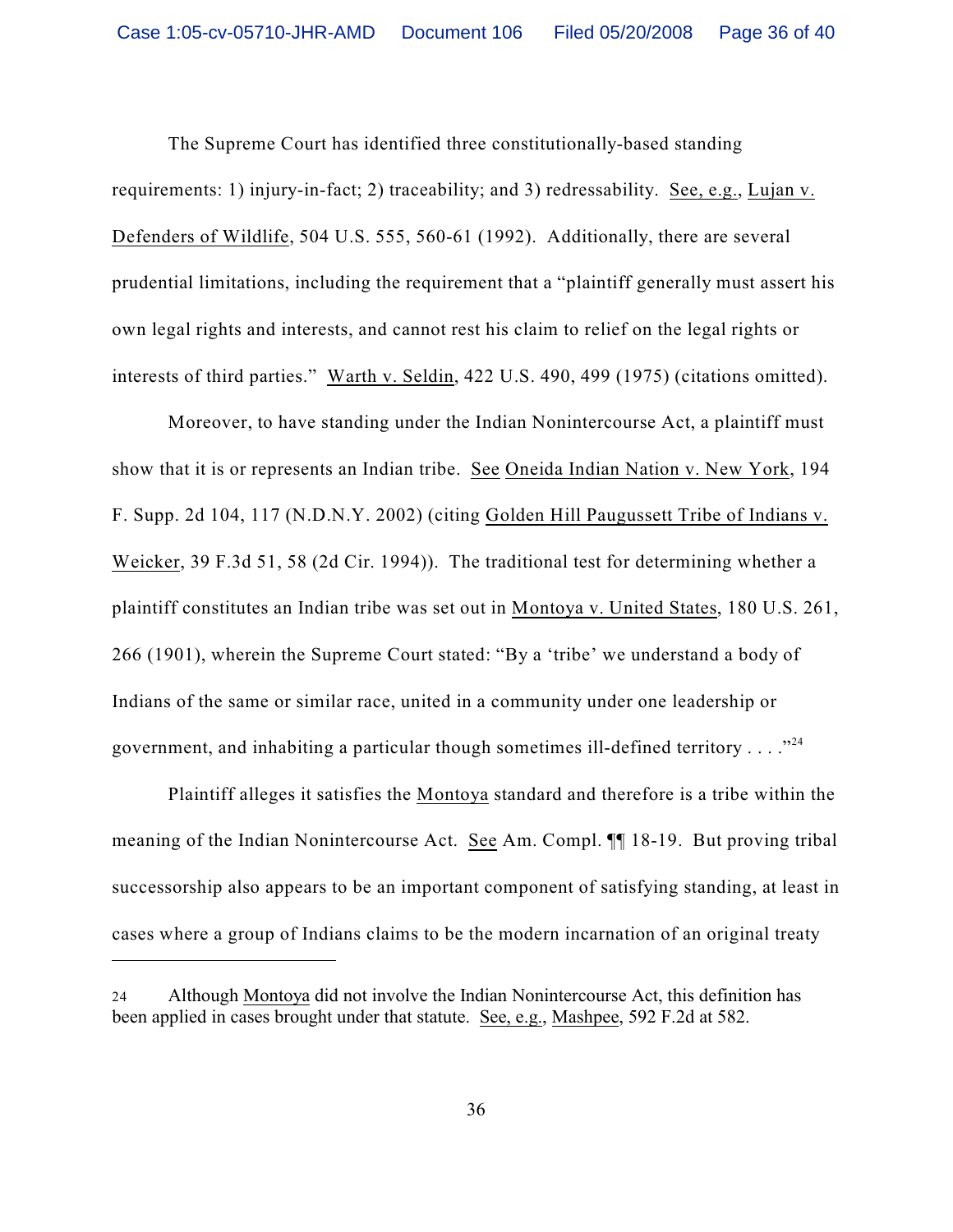The Supreme Court has identified three constitutionally-based standing requirements: 1) injury-in-fact; 2) traceability; and 3) redressability. See, e.g., Lujan v. Defenders of Wildlife, 504 U.S. 555, 560-61 (1992). Additionally, there are several prudential limitations, including the requirement that a "plaintiff generally must assert his own legal rights and interests, and cannot rest his claim to relief on the legal rights or interests of third parties." Warth v. Seldin, 422 U.S. 490, 499 (1975) (citations omitted).

Moreover, to have standing under the Indian Nonintercourse Act, a plaintiff must show that it is or represents an Indian tribe. See Oneida Indian Nation v. New York, 194 F. Supp. 2d 104, 117 (N.D.N.Y. 2002) (citing Golden Hill Paugussett Tribe of Indians v. Weicker, 39 F.3d 51, 58 (2d Cir. 1994)). The traditional test for determining whether a plaintiff constitutes an Indian tribe was set out in Montoya v. United States, 180 U.S. 261, 266 (1901), wherein the Supreme Court stated: "By a 'tribe' we understand a body of Indians of the same or similar race, united in a community under one leadership or government, and inhabiting a particular though sometimes ill-defined territory . . . ."[24]

Plaintiff alleges it satisfies the Montoya standard and therefore is a tribe within the meaning of the Indian Nonintercourse Act. See Am. Compl. ¶¶ 18-19. But proving tribal successorship also appears to be an important component of satisfying standing, at least in cases where a group of Indians claims to be the modern incarnation of an original treaty

---

24 Although Montoya did not involve the Indian Nonintercourse Act, this definition has been applied in cases brought under that statute. See, e.g., Mashpee, 592 F.2d at 582.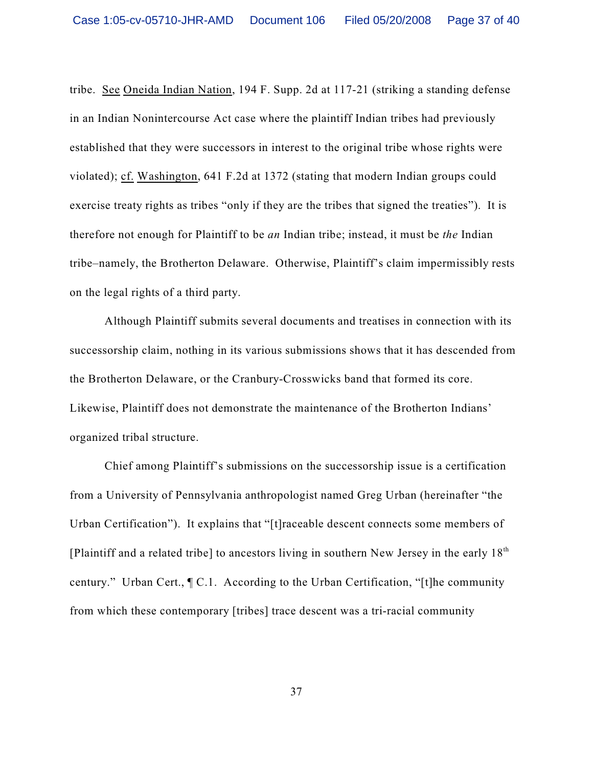tribe. See Oneida Indian Nation, 194 F. Supp. 2d at 117-21 (striking a standing defense in an Indian Nonintercourse Act case where the plaintiff Indian tribes had previously established that they were successors in interest to the original tribe whose rights were violated); cf. Washington, 641 F.2d at 1372 (stating that modern Indian groups could exercise treaty rights as tribes "only if they are the tribes that signed the treaties"). It is therefore not enough for Plaintiff to be *an* Indian tribe; instead, it must be *the* Indian tribe–namely, the Brotherton Delaware. Otherwise, Plaintiff's claim impermissibly rests on the legal rights of a third party.

Although Plaintiff submits several documents and treatises in connection with its successorship claim, nothing in its various submissions shows that it has descended from the Brotherton Delaware, or the Cranbury-Crosswicks band that formed its core. Likewise, Plaintiff does not demonstrate the maintenance of the Brotherton Indians' organized tribal structure.

Chief among Plaintiff's submissions on the successorship issue is a certification from a University of Pennsylvania anthropologist named Greg Urban (hereinafter "the Urban Certification"). It explains that "[t]raceable descent connects some members of [Plaintiff and a related tribe] to ancestors living in southern New Jersey in the early 18th century." Urban Cert., ¶ C.1. According to the Urban Certification, "[t]he community from which these contemporary [tribes] trace descent was a tri-racial community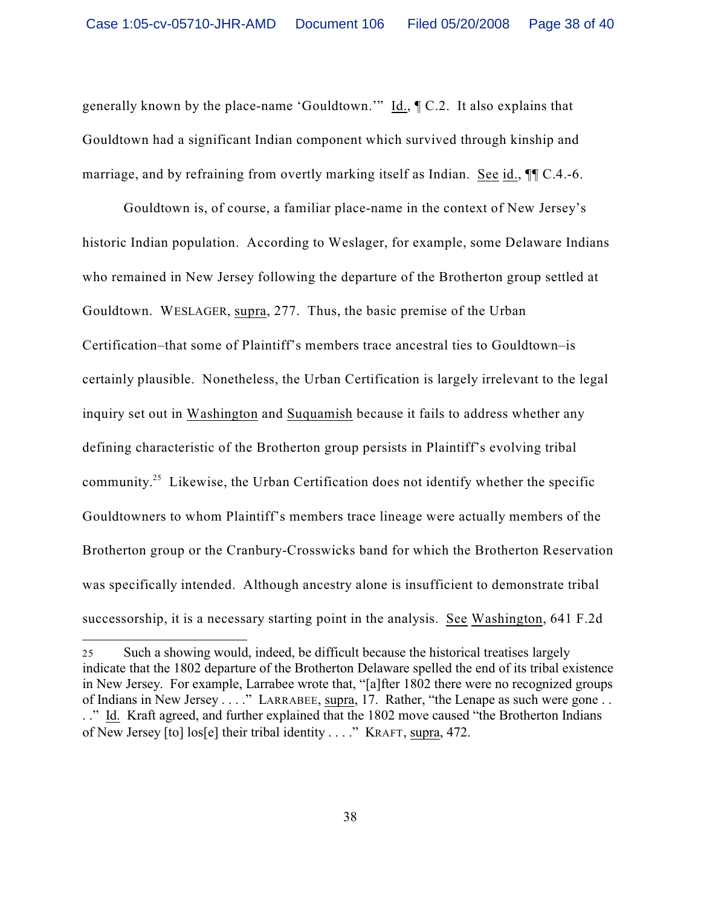generally known by the place-name 'Gouldtown.'" Id., ¶ C.2. It also explains that Gouldtown had a significant Indian component which survived through kinship and marriage, and by refraining from overtly marking itself as Indian. See id., ¶¶ C.4.-6.

Gouldtown is, of course, a familiar place-name in the context of New Jersey's historic Indian population. According to Weslager, for example, some Delaware Indians who remained in New Jersey following the departure of the Brotherton group settled at Gouldtown. WESLAGER, supra, 277. Thus, the basic premise of the Urban Certification–that some of Plaintiff's members trace ancestral ties to Gouldtown–is certainly plausible. Nonetheless, the Urban Certification is largely irrelevant to the legal inquiry set out in Washington and Suquamish because it fails to address whether any defining characteristic of the Brotherton group persists in Plaintiff's evolving tribal community.[25] Likewise, the Urban Certification does not identify whether the specific Gouldtowners to whom Plaintiff's members trace lineage were actually members of the Brotherton group or the Cranbury-Crosswicks band for which the Brotherton Reservation was specifically intended. Although ancestry alone is insufficient to demonstrate tribal successorship, it is a necessary starting point in the analysis. See Washington, 641 F.2d

---

25 Such a showing would, indeed, be difficult because the historical treatises largely indicate that the 1802 departure of the Brotherton Delaware spelled the end of its tribal existence in New Jersey. For example, Larrabee wrote that, "[a]fter 1802 there were no recognized groups of Indians in New Jersey . . . ." LARRABEE, supra, 17. Rather, "the Lenape as such were gone . . . ." Id. Kraft agreed, and further explained that the 1802 move caused "the Brotherton Indians of New Jersey [to] los[e] their tribal identity . . . ." KRAFT, supra, 472.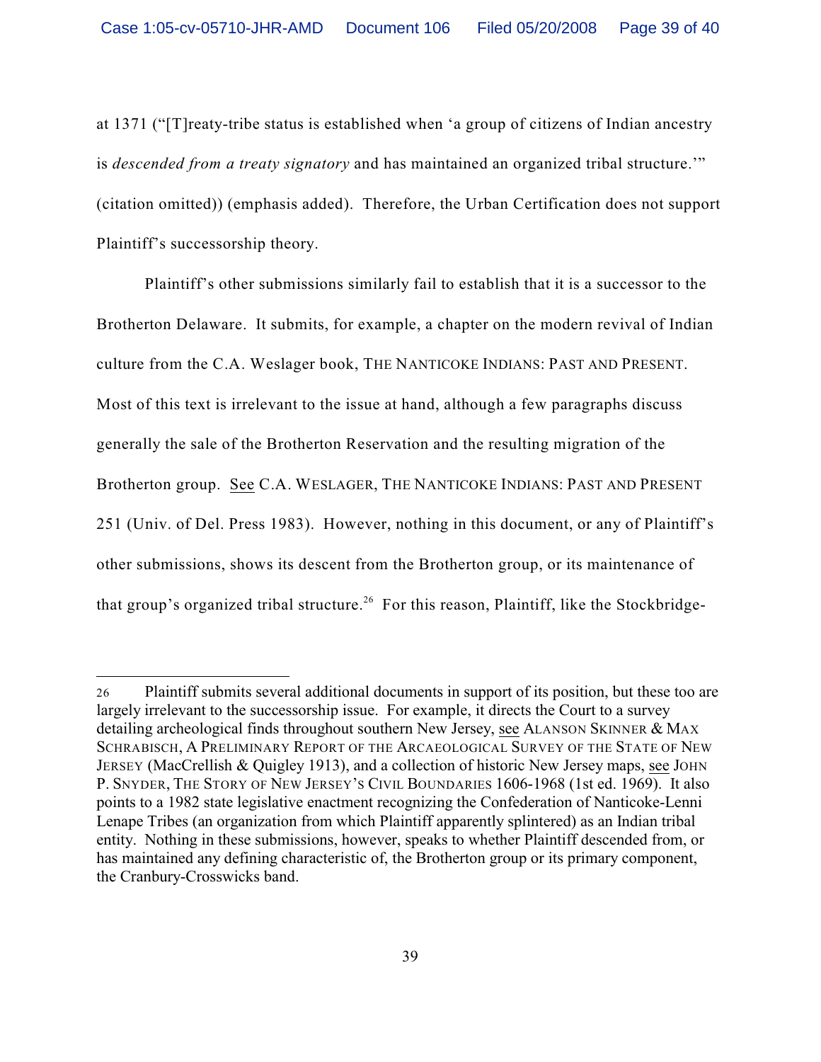at 1371 ("[T]reaty-tribe status is established when 'a group of citizens of Indian ancestry is *descended from a treaty signatory* and has maintained an organized tribal structure.'" (citation omitted)) (emphasis added). Therefore, the Urban Certification does not support Plaintiff's successorship theory.

Plaintiff's other submissions similarly fail to establish that it is a successor to the Brotherton Delaware. It submits, for example, a chapter on the modern revival of Indian culture from the C.A. Weslager book, THE NANTICOKE INDIANS: PAST AND PRESENT. Most of this text is irrelevant to the issue at hand, although a few paragraphs discuss generally the sale of the Brotherton Reservation and the resulting migration of the Brotherton group. See C.A. WESLAGER, THE NANTICOKE INDIANS: PAST AND PRESENT 251 (Univ. of Del. Press 1983). However, nothing in this document, or any of Plaintiff's other submissions, shows its descent from the Brotherton group, or its maintenance of that group's organized tribal structure.[26] For this reason, Plaintiff, like the Stockbridge-

---

[26] Plaintiff submits several additional documents in support of its position, but these too are largely irrelevant to the successorship issue. For example, it directs the Court to a survey detailing archeological finds throughout southern New Jersey, see ALANSON SKINNER & MAX SCHRABISCH, A PRELIMINARY REPORT OF THE ARCAEOLOGICAL SURVEY OF THE STATE OF NEW JERSEY (MacCrellish & Quigley 1913), and a collection of historic New Jersey maps, see JOHN P. SNYDER, THE STORY OF NEW JERSEY'S CIVIL BOUNDARIES 1606-1968 (1st ed. 1969). It also points to a 1982 state legislative enactment recognizing the Confederation of Nanticoke-Lenni Lenape Tribes (an organization from which Plaintiff apparently splintered) as an Indian tribal entity. Nothing in these submissions, however, speaks to whether Plaintiff descended from, or has maintained any defining characteristic of, the Brotherton group or its primary component, the Cranbury-Crosswicks band.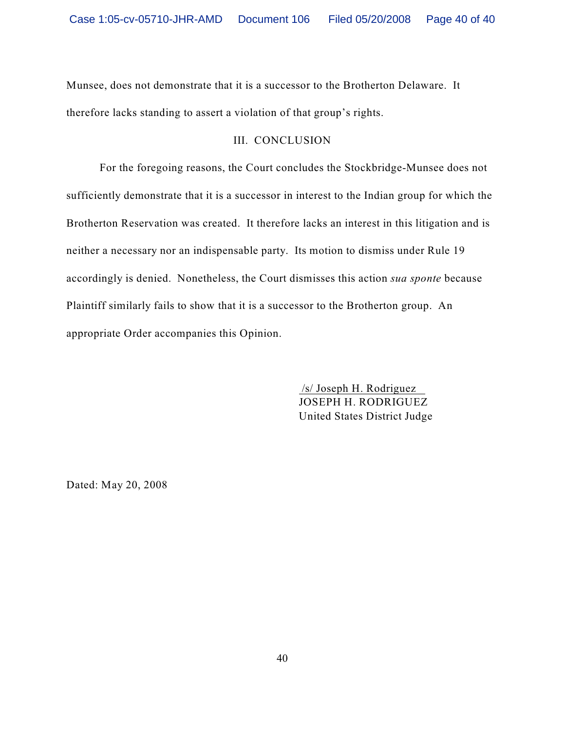Munsee, does not demonstrate that it is a successor to the Brotherton Delaware. It therefore lacks standing to assert a violation of that group's rights.

## III. CONCLUSION

For the foregoing reasons, the Court concludes the Stockbridge-Munsee does not sufficiently demonstrate that it is a successor in interest to the Indian group for which the Brotherton Reservation was created. It therefore lacks an interest in this litigation and is neither a necessary nor an indispensable party. Its motion to dismiss under Rule 19 accordingly is denied. Nonetheless, the Court dismisses this action *sua sponte* because Plaintiff similarly fails to show that it is a successor to the Brotherton group. An appropriate Order accompanies this Opinion.

/s/ Joseph H. Rodriguez
JOSEPH H. RODRIGUEZ
United States District Judge

Dated: May 20, 2008